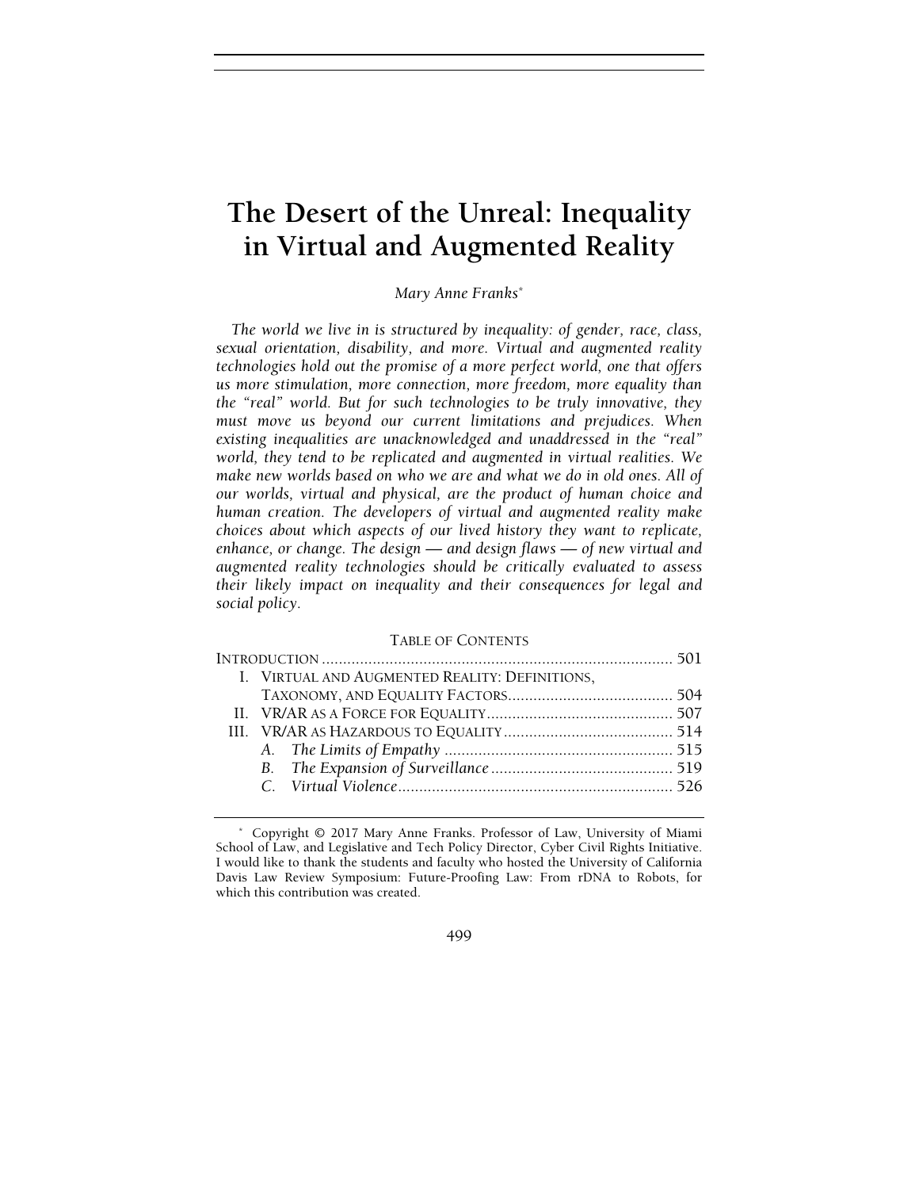# The Desert of the Unreal: Inequality in Virtual and Augmented Reality

*Mary Anne Franks*[*]

*The world we live in is structured by inequality: of gender, race, class, sexual orientation, disability, and more. Virtual and augmented reality technologies hold out the promise of a more perfect world, one that offers us more stimulation, more connection, more freedom, more equality than the "real" world. But for such technologies to be truly innovative, they must move us beyond our current limitations and prejudices. When existing inequalities are unacknowledged and unaddressed in the "real" world, they tend to be replicated and augmented in virtual realities. We make new worlds based on who we are and what we do in old ones. All of our worlds, virtual and physical, are the product of human choice and human creation. The developers of virtual and augmented reality make choices about which aspects of our lived history they want to replicate, enhance, or change. The design — and design flaws — of new virtual and augmented reality technologies should be critically evaluated to assess their likely impact on inequality and their consequences for legal and social policy.*

TABLE OF CONTENTS

INTRODUCTION .......... 501

I. VIRTUAL AND AUGMENTED REALITY: DEFINITIONS, TAXONOMY, AND EQUALITY FACTORS .......... 504

II. VR/AR AS A FORCE FOR EQUALITY .......... 507

III. VR/AR AS HAZARDOUS TO EQUALITY .......... 514

  A. *The Limits of Empathy* .......... 515

  B. *The Expansion of Surveillance* .......... 519

  C. *Virtual Violence* .......... 526

---

[*] Copyright © 2017 Mary Anne Franks. Professor of Law, University of Miami School of Law, and Legislative and Tech Policy Director, Cyber Civil Rights Initiative. I would like to thank the students and faculty who hosted the University of California Davis Law Review Symposium: Future-Proofing Law: From rDNA to Robots, for which this contribution was created.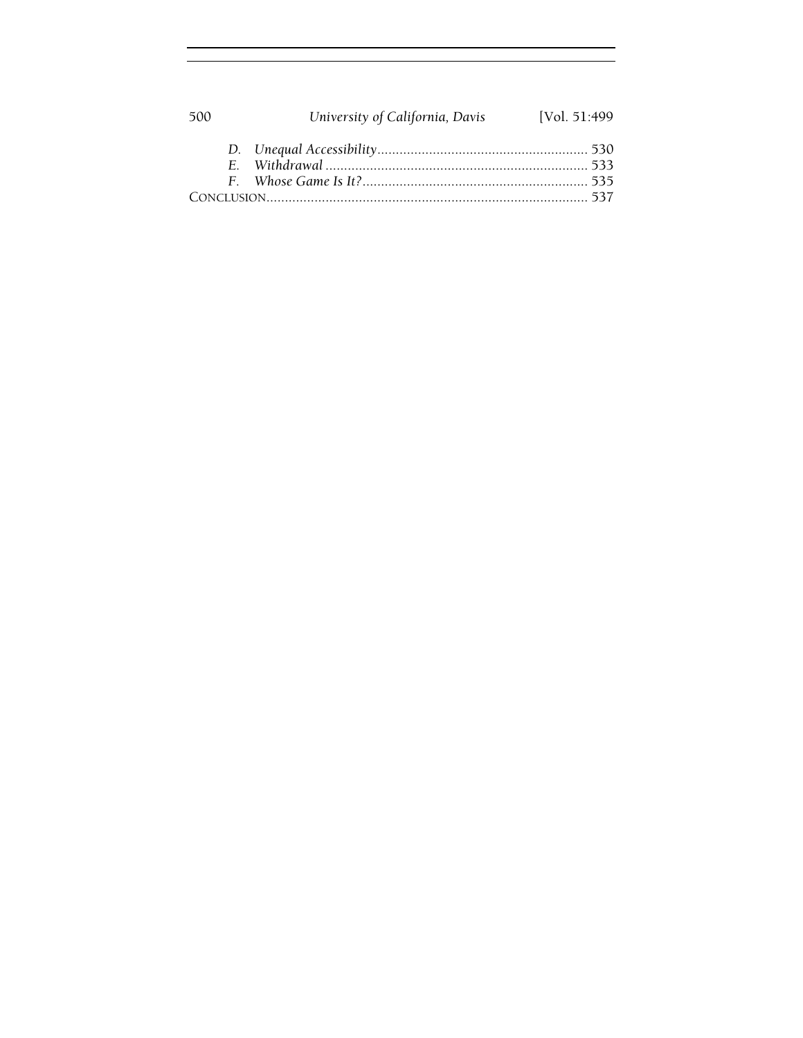*D. Unequal Accessibility* ........................................................ 530

*E. Withdrawal* ...................................................................... 533

*F. Whose Game Is It?* ............................................................ 535

CONCLUSION ........................................................................................ 537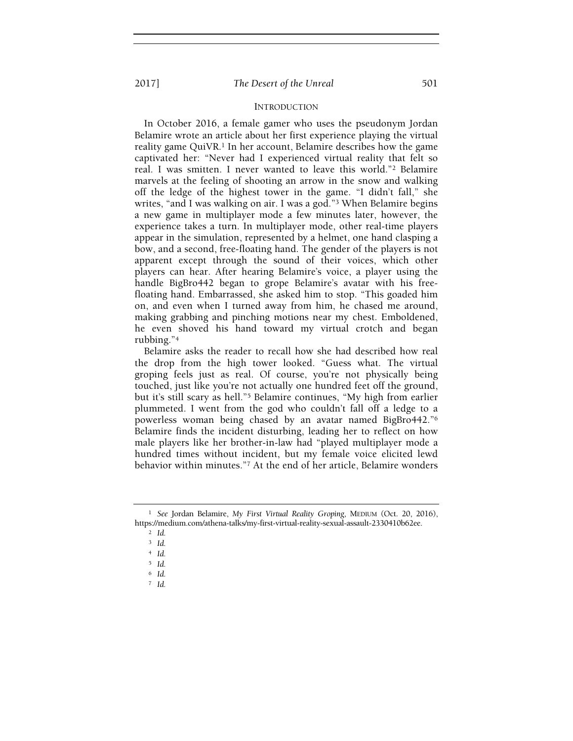## INTRODUCTION

In October 2016, a female gamer who uses the pseudonym Jordan Belamire wrote an article about her first experience playing the virtual reality game QuiVR.[1] In her account, Belamire describes how the game captivated her: "Never had I experienced virtual reality that felt so real. I was smitten. I never wanted to leave this world."[2] Belamire marvels at the feeling of shooting an arrow in the snow and walking off the ledge of the highest tower in the game. "I didn't fall," she writes, "and I was walking on air. I was a god."[3] When Belamire begins a new game in multiplayer mode a few minutes later, however, the experience takes a turn. In multiplayer mode, other real-time players appear in the simulation, represented by a helmet, one hand clasping a bow, and a second, free-floating hand. The gender of the players is not apparent except through the sound of their voices, which other players can hear. After hearing Belamire's voice, a player using the handle BigBro442 began to grope Belamire's avatar with his free-floating hand. Embarrassed, she asked him to stop. "This goaded him on, and even when I turned away from him, he chased me around, making grabbing and pinching motions near my chest. Emboldened, he even shoved his hand toward my virtual crotch and began rubbing."[4]

Belamire asks the reader to recall how she had described how real the drop from the high tower looked. "Guess what. The virtual groping feels just as real. Of course, you're not physically being touched, just like you're not actually one hundred feet off the ground, but it's still scary as hell."[5] Belamire continues, "My high from earlier plummeted. I went from the god who couldn't fall off a ledge to a powerless woman being chased by an avatar named BigBro442."[6] Belamire finds the incident disturbing, leading her to reflect on how male players like her brother-in-law had "played multiplayer mode a hundred times without incident, but my female voice elicited lewd behavior within minutes."[7] At the end of her article, Belamire wonders

---

[1] *See* Jordan Belamire, *My First Virtual Reality Groping*, MEDIUM (Oct. 20, 2016), https://medium.com/athena-talks/my-first-virtual-reality-sexual-assault-2330410b62ee.

[2] *Id.*

[3] *Id.*

[4] *Id.*

[5] *Id.*

[6] *Id.*

[7] *Id.*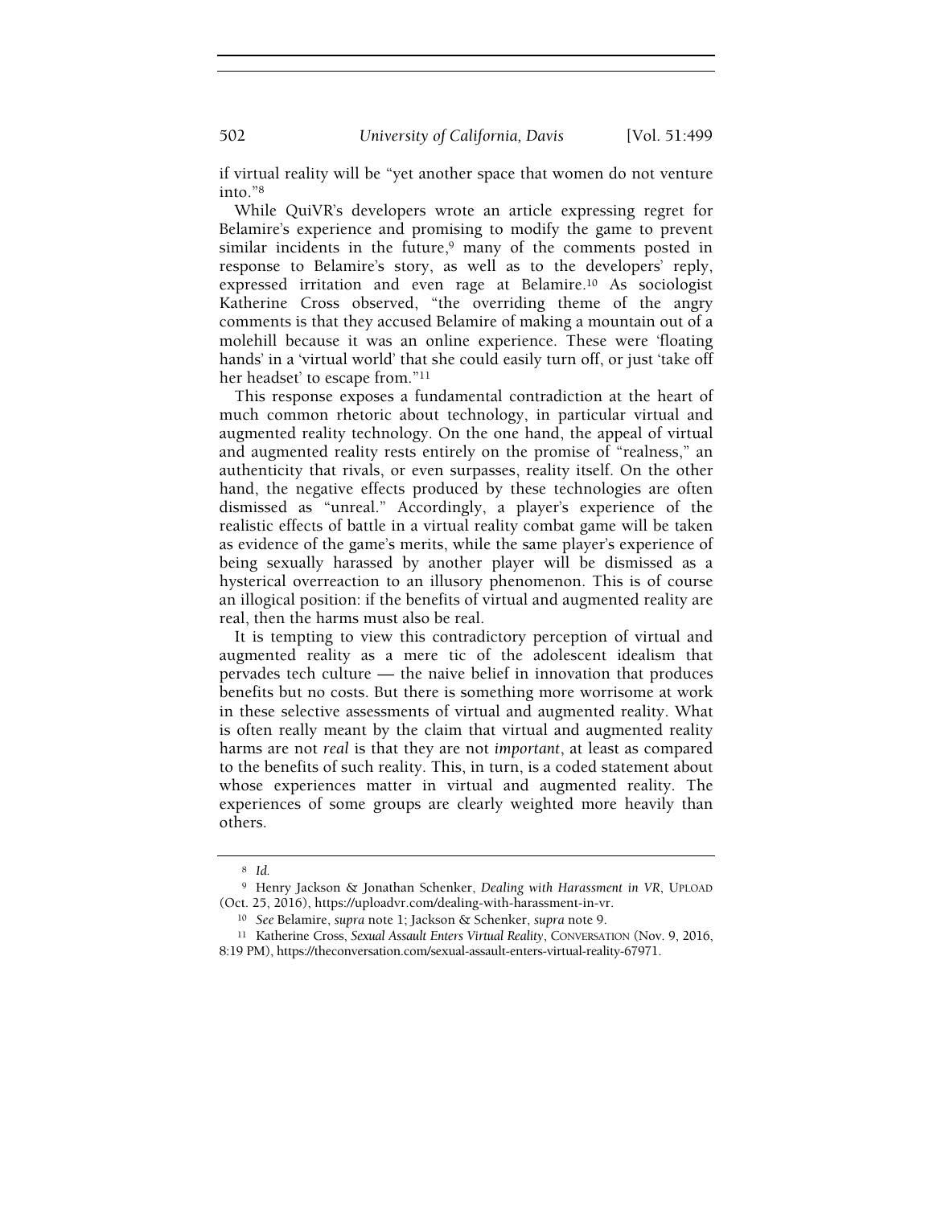if virtual reality will be "yet another space that women do not venture into."[8]

While QuiVR's developers wrote an article expressing regret for Belamire's experience and promising to modify the game to prevent similar incidents in the future,[9] many of the comments posted in response to Belamire's story, as well as to the developers' reply, expressed irritation and even rage at Belamire.[10] As sociologist Katherine Cross observed, "the overriding theme of the angry comments is that they accused Belamire of making a mountain out of a molehill because it was an online experience. These were 'floating hands' in a 'virtual world' that she could easily turn off, or just 'take off her headset' to escape from."[11]

This response exposes a fundamental contradiction at the heart of much common rhetoric about technology, in particular virtual and augmented reality technology. On the one hand, the appeal of virtual and augmented reality rests entirely on the promise of "realness," an authenticity that rivals, or even surpasses, reality itself. On the other hand, the negative effects produced by these technologies are often dismissed as "unreal." Accordingly, a player's experience of the realistic effects of battle in a virtual reality combat game will be taken as evidence of the game's merits, while the same player's experience of being sexually harassed by another player will be dismissed as a hysterical overreaction to an illusory phenomenon. This is of course an illogical position: if the benefits of virtual and augmented reality are real, then the harms must also be real.

It is tempting to view this contradictory perception of virtual and augmented reality as a mere tic of the adolescent idealism that pervades tech culture — the naive belief in innovation that produces benefits but no costs. But there is something more worrisome at work in these selective assessments of virtual and augmented reality. What is often really meant by the claim that virtual and augmented reality harms are not *real* is that they are not *important*, at least as compared to the benefits of such reality. This, in turn, is a coded statement about whose experiences matter in virtual and augmented reality. The experiences of some groups are clearly weighted more heavily than others.

---

[8] *Id.*

[9] Henry Jackson & Jonathan Schenker, *Dealing with Harassment in VR*, UPLOAD (Oct. 25, 2016), https://uploadvr.com/dealing-with-harassment-in-vr.

[10] *See* Belamire, *supra* note 1; Jackson & Schenker, *supra* note 9.

[11] Katherine Cross, *Sexual Assault Enters Virtual Reality*, CONVERSATION (Nov. 9, 2016, 8:19 PM), https://theconversation.com/sexual-assault-enters-virtual-reality-67971.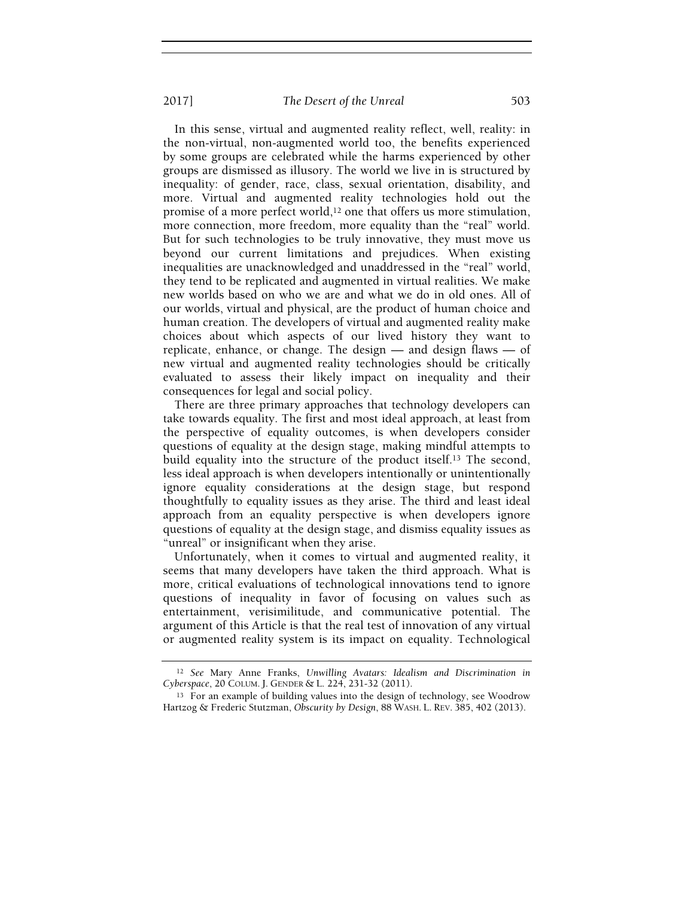In this sense, virtual and augmented reality reflect, well, reality: in the non-virtual, non-augmented world too, the benefits experienced by some groups are celebrated while the harms experienced by other groups are dismissed as illusory. The world we live in is structured by inequality: of gender, race, class, sexual orientation, disability, and more. Virtual and augmented reality technologies hold out the promise of a more perfect world,[12] one that offers us more stimulation, more connection, more freedom, more equality than the "real" world. But for such technologies to be truly innovative, they must move us beyond our current limitations and prejudices. When existing inequalities are unacknowledged and unaddressed in the "real" world, they tend to be replicated and augmented in virtual realities. We make new worlds based on who we are and what we do in old ones. All of our worlds, virtual and physical, are the product of human choice and human creation. The developers of virtual and augmented reality make choices about which aspects of our lived history they want to replicate, enhance, or change. The design — and design flaws — of new virtual and augmented reality technologies should be critically evaluated to assess their likely impact on inequality and their consequences for legal and social policy.

There are three primary approaches that technology developers can take towards equality. The first and most ideal approach, at least from the perspective of equality outcomes, is when developers consider questions of equality at the design stage, making mindful attempts to build equality into the structure of the product itself.[13] The second, less ideal approach is when developers intentionally or unintentionally ignore equality considerations at the design stage, but respond thoughtfully to equality issues as they arise. The third and least ideal approach from an equality perspective is when developers ignore questions of equality at the design stage, and dismiss equality issues as "unreal" or insignificant when they arise.

Unfortunately, when it comes to virtual and augmented reality, it seems that many developers have taken the third approach. What is more, critical evaluations of technological innovations tend to ignore questions of inequality in favor of focusing on values such as entertainment, verisimilitude, and communicative potential. The argument of this Article is that the real test of innovation of any virtual or augmented reality system is its impact on equality. Technological

---

[12] *See* Mary Anne Franks, *Unwilling Avatars: Idealism and Discrimination in Cyberspace*, 20 COLUM. J. GENDER & L. 224, 231-32 (2011).

[13] For an example of building values into the design of technology, see Woodrow Hartzog & Frederic Stutzman, *Obscurity by Design*, 88 WASH. L. REV. 385, 402 (2013).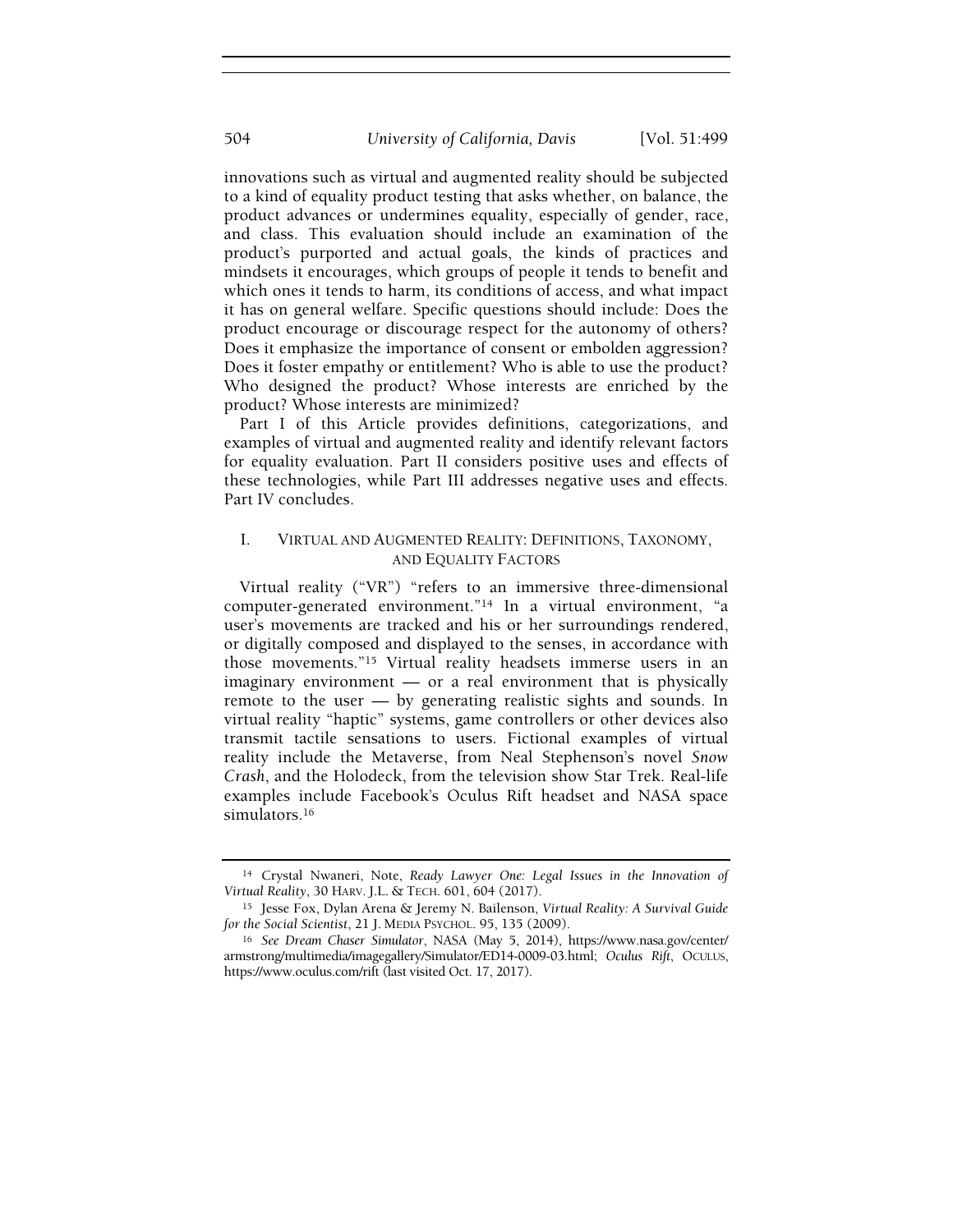innovations such as virtual and augmented reality should be subjected to a kind of equality product testing that asks whether, on balance, the product advances or undermines equality, especially of gender, race, and class. This evaluation should include an examination of the product's purported and actual goals, the kinds of practices and mindsets it encourages, which groups of people it tends to benefit and which ones it tends to harm, its conditions of access, and what impact it has on general welfare. Specific questions should include: Does the product encourage or discourage respect for the autonomy of others? Does it emphasize the importance of consent or embolden aggression? Does it foster empathy or entitlement? Who is able to use the product? Who designed the product? Whose interests are enriched by the product? Whose interests are minimized?

Part I of this Article provides definitions, categorizations, and examples of virtual and augmented reality and identify relevant factors for equality evaluation. Part II considers positive uses and effects of these technologies, while Part III addresses negative uses and effects. Part IV concludes.

## I. VIRTUAL AND AUGMENTED REALITY: DEFINITIONS, TAXONOMY, AND EQUALITY FACTORS

Virtual reality ("VR") "refers to an immersive three-dimensional computer-generated environment."[14] In a virtual environment, "a user's movements are tracked and his or her surroundings rendered, or digitally composed and displayed to the senses, in accordance with those movements."[15] Virtual reality headsets immerse users in an imaginary environment — or a real environment that is physically remote to the user — by generating realistic sights and sounds. In virtual reality "haptic" systems, game controllers or other devices also transmit tactile sensations to users. Fictional examples of virtual reality include the Metaverse, from Neal Stephenson's novel *Snow Crash*, and the Holodeck, from the television show Star Trek. Real-life examples include Facebook's Oculus Rift headset and NASA space simulators.[16]

---

[14] Crystal Nwaneri, Note, *Ready Lawyer One: Legal Issues in the Innovation of Virtual Reality*, 30 HARV. J.L. & TECH. 601, 604 (2017).

[15] Jesse Fox, Dylan Arena & Jeremy N. Bailenson, *Virtual Reality: A Survival Guide for the Social Scientist*, 21 J. MEDIA PSYCHOL. 95, 135 (2009).

[16] *See Dream Chaser Simulator*, NASA (May 5, 2014), https://www.nasa.gov/center/armstrong/multimedia/imagegallery/Simulator/ED14-0009-03.html; *Oculus Rift*, OCULUS, https://www.oculus.com/rift (last visited Oct. 17, 2017).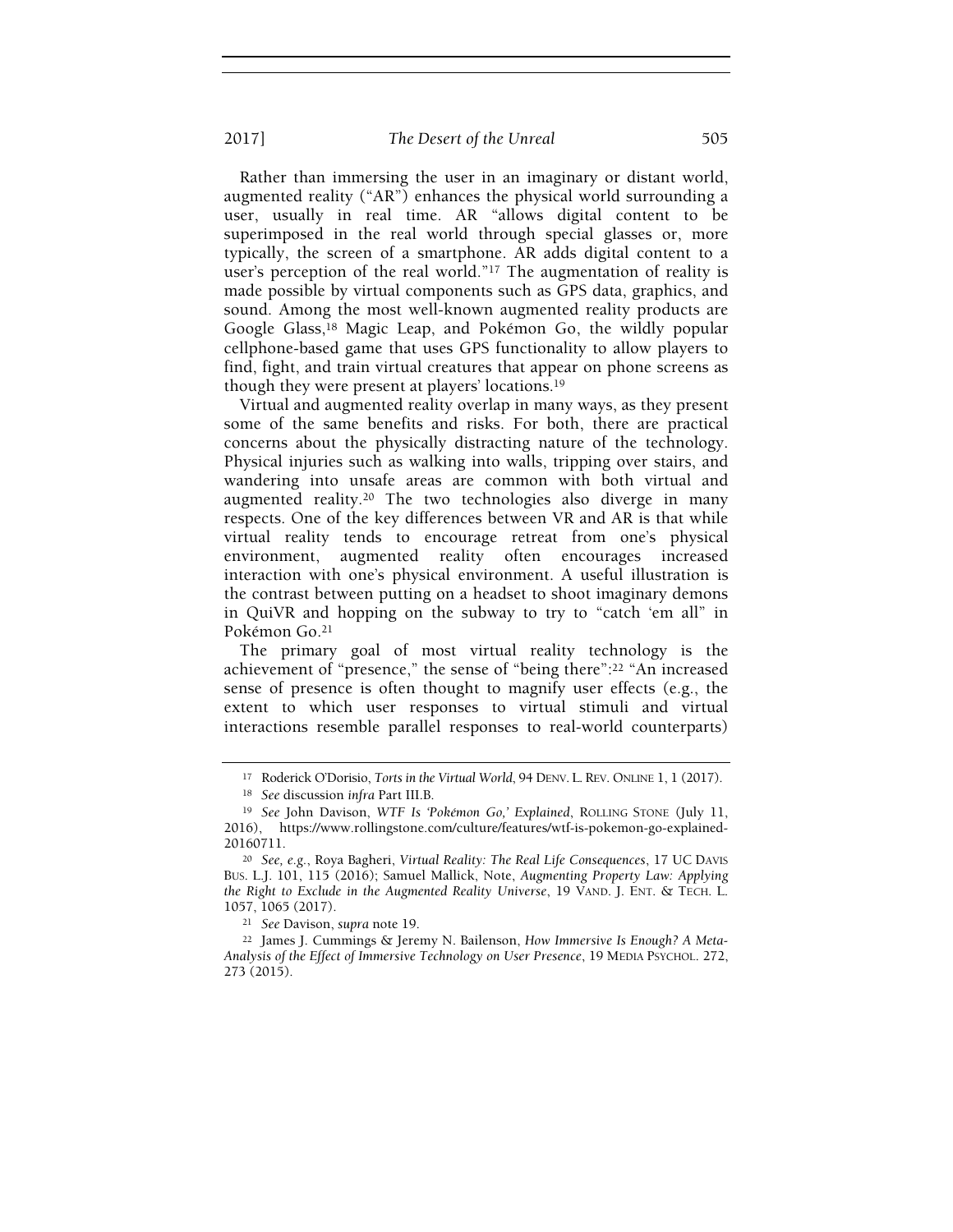Rather than immersing the user in an imaginary or distant world, augmented reality ("AR") enhances the physical world surrounding a user, usually in real time. AR "allows digital content to be superimposed in the real world through special glasses or, more typically, the screen of a smartphone. AR adds digital content to a user's perception of the real world."[17] The augmentation of reality is made possible by virtual components such as GPS data, graphics, and sound. Among the most well-known augmented reality products are Google Glass,[18] Magic Leap, and Pokémon Go, the wildly popular cellphone-based game that uses GPS functionality to allow players to find, fight, and train virtual creatures that appear on phone screens as though they were present at players' locations.[19]

Virtual and augmented reality overlap in many ways, as they present some of the same benefits and risks. For both, there are practical concerns about the physically distracting nature of the technology. Physical injuries such as walking into walls, tripping over stairs, and wandering into unsafe areas are common with both virtual and augmented reality.[20] The two technologies also diverge in many respects. One of the key differences between VR and AR is that while virtual reality tends to encourage retreat from one's physical environment, augmented reality often encourages increased interaction with one's physical environment. A useful illustration is the contrast between putting on a headset to shoot imaginary demons in QuiVR and hopping on the subway to try to "catch 'em all" in Pokémon Go.[21]

The primary goal of most virtual reality technology is the achievement of "presence," the sense of "being there":[22] "An increased sense of presence is often thought to magnify user effects (e.g., the extent to which user responses to virtual stimuli and virtual interactions resemble parallel responses to real-world counterparts)

---

[17] Roderick O'Dorisio, *Torts in the Virtual World*, 94 DENV. L. REV. ONLINE 1, 1 (2017).

[18] *See* discussion *infra* Part III.B.

[19] *See* John Davison, *WTF Is 'Pokémon Go,' Explained*, ROLLING STONE (July 11, 2016), https://www.rollingstone.com/culture/features/wtf-is-pokemon-go-explained-20160711.

[20] *See, e.g.*, Roya Bagheri, *Virtual Reality: The Real Life Consequences*, 17 UC DAVIS BUS. L.J. 101, 115 (2016); Samuel Mallick, Note, *Augmenting Property Law: Applying the Right to Exclude in the Augmented Reality Universe*, 19 VAND. J. ENT. & TECH. L. 1057, 1065 (2017).

[21] *See* Davison, *supra* note 19.

[22] James J. Cummings & Jeremy N. Bailenson, *How Immersive Is Enough? A Meta-Analysis of the Effect of Immersive Technology on User Presence*, 19 MEDIA PSYCHOL. 272, 273 (2015).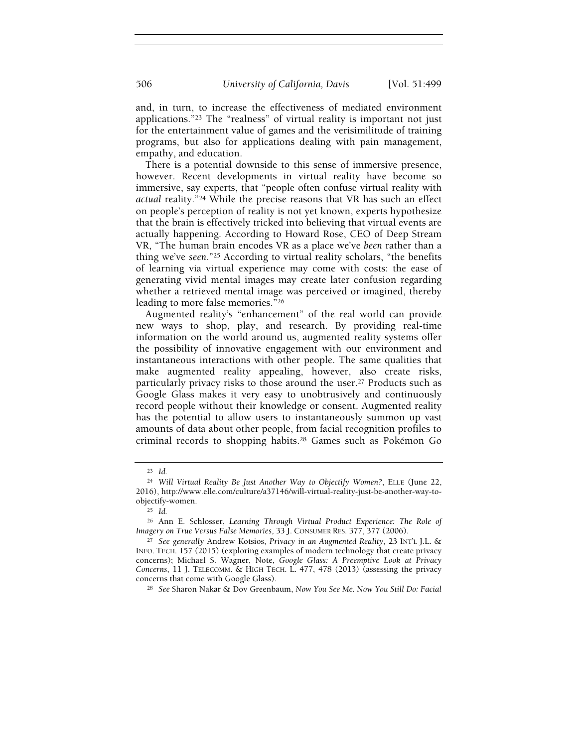and, in turn, to increase the effectiveness of mediated environment applications."[23] The "realness" of virtual reality is important not just for the entertainment value of games and the verisimilitude of training programs, but also for applications dealing with pain management, empathy, and education.

There is a potential downside to this sense of immersive presence, however. Recent developments in virtual reality have become so immersive, say experts, that "people often confuse virtual reality with *actual* reality."[24] While the precise reasons that VR has such an effect on people's perception of reality is not yet known, experts hypothesize that the brain is effectively tricked into believing that virtual events are actually happening. According to Howard Rose, CEO of Deep Stream VR, "The human brain encodes VR as a place we've *been* rather than a thing we've *seen*."[25] According to virtual reality scholars, "the benefits of learning via virtual experience may come with costs: the ease of generating vivid mental images may create later confusion regarding whether a retrieved mental image was perceived or imagined, thereby leading to more false memories."[26]

Augmented reality's "enhancement" of the real world can provide new ways to shop, play, and research. By providing real-time information on the world around us, augmented reality systems offer the possibility of innovative engagement with our environment and instantaneous interactions with other people. The same qualities that make augmented reality appealing, however, also create risks, particularly privacy risks to those around the user.[27] Products such as Google Glass makes it very easy to unobtrusively and continuously record people without their knowledge or consent. Augmented reality has the potential to allow users to instantaneously summon up vast amounts of data about other people, from facial recognition profiles to criminal records to shopping habits.[28] Games such as Pokémon Go

---

[23] *Id.*

[24] *Will Virtual Reality Be Just Another Way to Objectify Women?*, ELLE (June 22, 2016), http://www.elle.com/culture/a37146/will-virtual-reality-just-be-another-way-to-objectify-women.

[25] *Id.*

[26] Ann E. Schlosser, *Learning Through Virtual Product Experience: The Role of Imagery on True Versus False Memories*, 33 J. CONSUMER RES. 377, 377 (2006).

[27] *See generally* Andrew Kotsios, *Privacy in an Augmented Reality*, 23 INT'L J.L. & INFO. TECH. 157 (2015) (exploring examples of modern technology that create privacy concerns); Michael S. Wagner, Note, *Google Glass: A Preemptive Look at Privacy Concerns*, 11 J. TELECOMM. & HIGH TECH. L. 477, 478 (2013) (assessing the privacy concerns that come with Google Glass).

[28] *See* Sharon Nakar & Dov Greenbaum, *Now You See Me. Now You Still Do: Facial*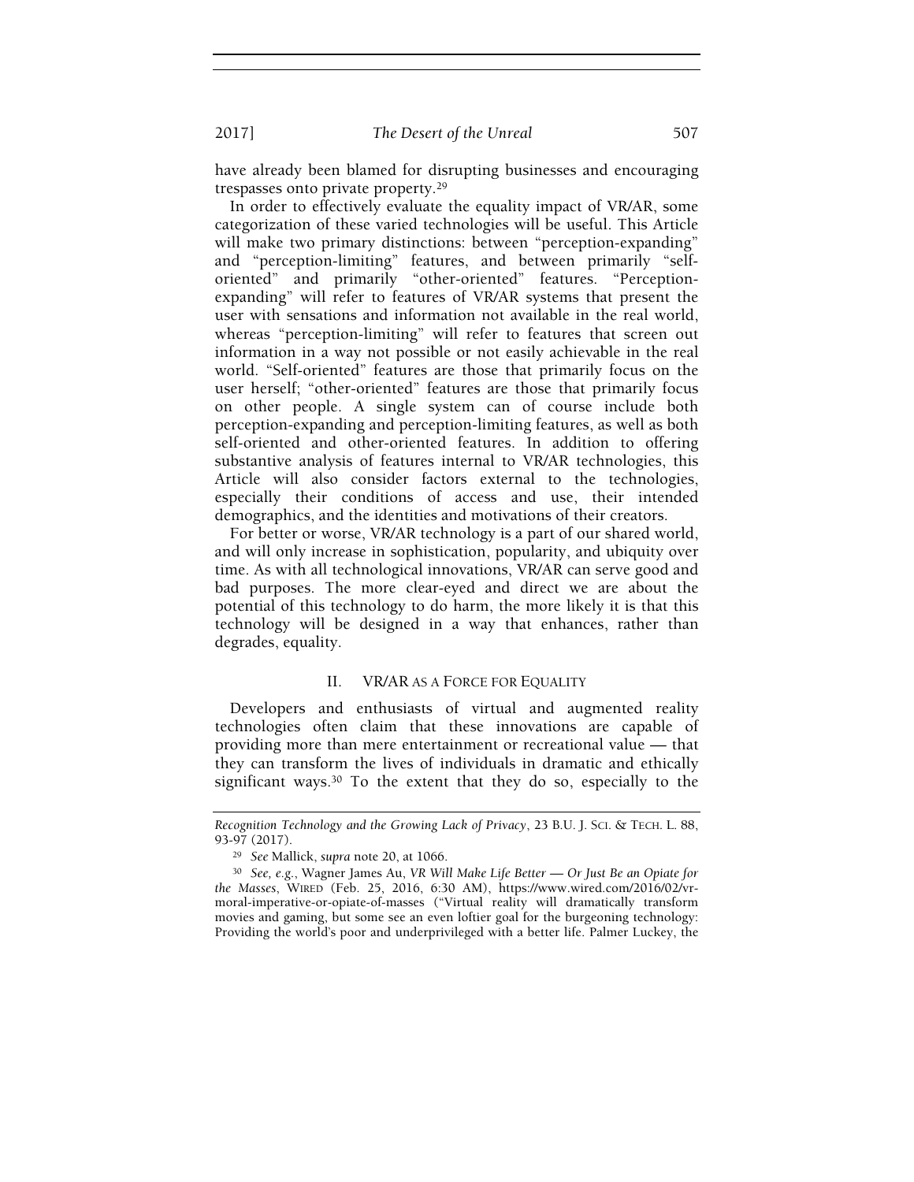have already been blamed for disrupting businesses and encouraging trespasses onto private property.[29]

In order to effectively evaluate the equality impact of VR/AR, some categorization of these varied technologies will be useful. This Article will make two primary distinctions: between "perception-expanding" and "perception-limiting" features, and between primarily "self-oriented" and primarily "other-oriented" features. "Perception-expanding" will refer to features of VR/AR systems that present the user with sensations and information not available in the real world, whereas "perception-limiting" will refer to features that screen out information in a way not possible or not easily achievable in the real world. "Self-oriented" features are those that primarily focus on the user herself; "other-oriented" features are those that primarily focus on other people. A single system can of course include both perception-expanding and perception-limiting features, as well as both self-oriented and other-oriented features. In addition to offering substantive analysis of features internal to VR/AR technologies, this Article will also consider factors external to the technologies, especially their conditions of access and use, their intended demographics, and the identities and motivations of their creators.

For better or worse, VR/AR technology is a part of our shared world, and will only increase in sophistication, popularity, and ubiquity over time. As with all technological innovations, VR/AR can serve good and bad purposes. The more clear-eyed and direct we are about the potential of this technology to do harm, the more likely it is that this technology will be designed in a way that enhances, rather than degrades, equality.

## II. VR/AR AS A FORCE FOR EQUALITY

Developers and enthusiasts of virtual and augmented reality technologies often claim that these innovations are capable of providing more than mere entertainment or recreational value — that they can transform the lives of individuals in dramatic and ethically significant ways.[30] To the extent that they do so, especially to the

---

*Recognition Technology and the Growing Lack of Privacy*, 23 B.U. J. SCI. & TECH. L. 88, 93-97 (2017).

[29] *See* Mallick, *supra* note 20, at 1066.

[30] *See, e.g.*, Wagner James Au, *VR Will Make Life Better — Or Just Be an Opiate for the Masses*, WIRED (Feb. 25, 2016, 6:30 AM), https://www.wired.com/2016/02/vr-moral-imperative-or-opiate-of-masses ("Virtual reality will dramatically transform movies and gaming, but some see an even loftier goal for the burgeoning technology: Providing the world's poor and underprivileged with a better life. Palmer Luckey, the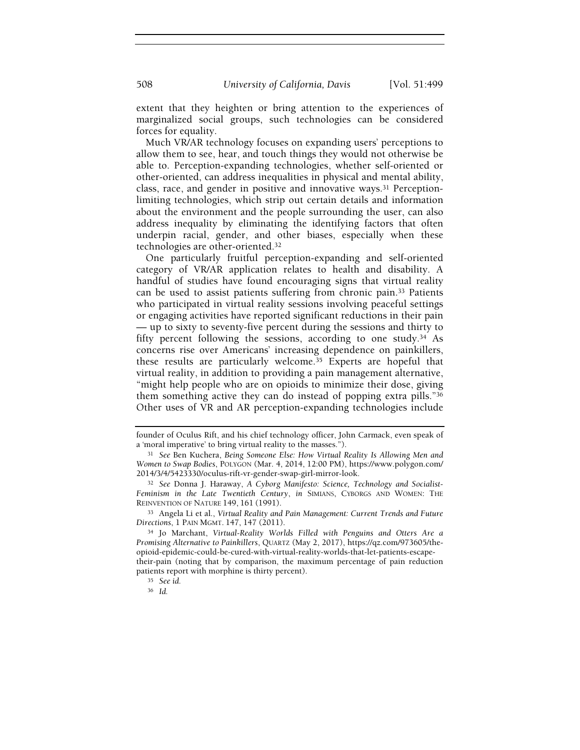extent that they heighten or bring attention to the experiences of marginalized social groups, such technologies can be considered forces for equality.

Much VR/AR technology focuses on expanding users' perceptions to allow them to see, hear, and touch things they would not otherwise be able to. Perception-expanding technologies, whether self-oriented or other-oriented, can address inequalities in physical and mental ability, class, race, and gender in positive and innovative ways.[31] Perception-limiting technologies, which strip out certain details and information about the environment and the people surrounding the user, can also address inequality by eliminating the identifying factors that often underpin racial, gender, and other biases, especially when these technologies are other-oriented.[32]

One particularly fruitful perception-expanding and self-oriented category of VR/AR application relates to health and disability. A handful of studies have found encouraging signs that virtual reality can be used to assist patients suffering from chronic pain.[33] Patients who participated in virtual reality sessions involving peaceful settings or engaging activities have reported significant reductions in their pain — up to sixty to seventy-five percent during the sessions and thirty to fifty percent following the sessions, according to one study.[34] As concerns rise over Americans' increasing dependence on painkillers, these results are particularly welcome.[35] Experts are hopeful that virtual reality, in addition to providing a pain management alternative, "might help people who are on opioids to minimize their dose, giving them something active they can do instead of popping extra pills."[36] Other uses of VR and AR perception-expanding technologies include

---

founder of Oculus Rift, and his chief technology officer, John Carmack, even speak of a 'moral imperative' to bring virtual reality to the masses.").

[31] *See* Ben Kuchera, *Being Someone Else: How Virtual Reality Is Allowing Men and Women to Swap Bodies*, POLYGON (Mar. 4, 2014, 12:00 PM), https://www.polygon.com/2014/3/4/5423330/oculus-rift-vr-gender-swap-girl-mirror-look.

[32] *See* Donna J. Haraway, *A Cyborg Manifesto: Science, Technology and Socialist-Feminism in the Late Twentieth Century*, *in* SIMIANS, CYBORGS AND WOMEN: THE REINVENTION OF NATURE 149, 161 (1991).

[33] Angela Li et al., *Virtual Reality and Pain Management: Current Trends and Future Directions*, 1 PAIN MGMT. 147, 147 (2011).

[34] Jo Marchant, *Virtual-Reality Worlds Filled with Penguins and Otters Are a Promising Alternative to Painkillers*, QUARTZ (May 2, 2017), https://qz.com/973605/the-opioid-epidemic-could-be-cured-with-virtual-reality-worlds-that-let-patients-escape-their-pain (noting that by comparison, the maximum percentage of pain reduction patients report with morphine is thirty percent).

[35] *See id.*

[36] *Id.*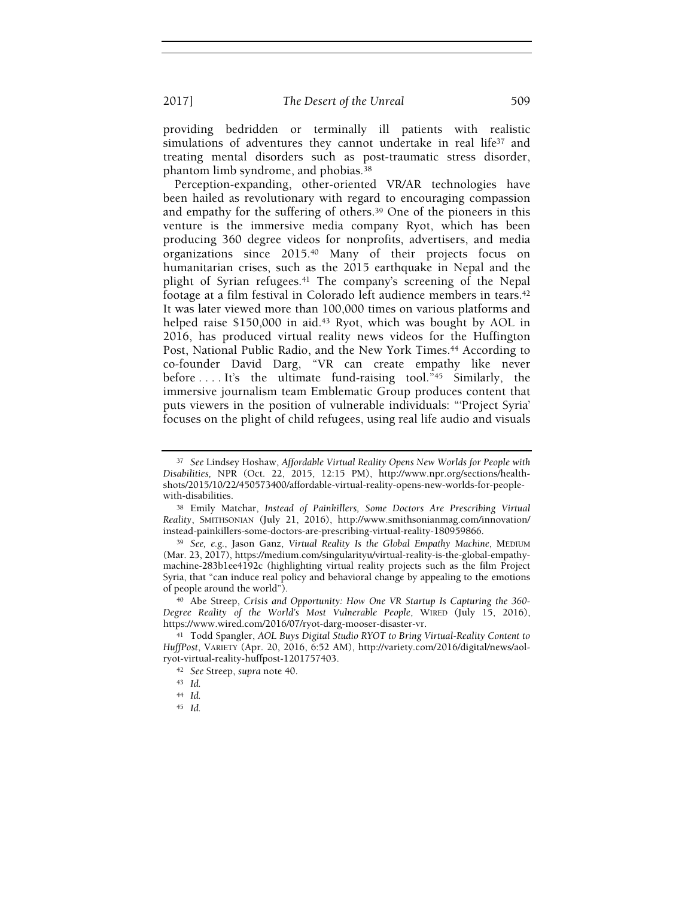providing bedridden or terminally ill patients with realistic simulations of adventures they cannot undertake in real life[37] and treating mental disorders such as post-traumatic stress disorder, phantom limb syndrome, and phobias.[38]

Perception-expanding, other-oriented VR/AR technologies have been hailed as revolutionary with regard to encouraging compassion and empathy for the suffering of others.[39] One of the pioneers in this venture is the immersive media company Ryot, which has been producing 360 degree videos for nonprofits, advertisers, and media organizations since 2015.[40] Many of their projects focus on humanitarian crises, such as the 2015 earthquake in Nepal and the plight of Syrian refugees.[41] The company's screening of the Nepal footage at a film festival in Colorado left audience members in tears.[42] It was later viewed more than 100,000 times on various platforms and helped raise $150,000 in aid.[43] Ryot, which was bought by AOL in 2016, has produced virtual reality news videos for the Huffington Post, National Public Radio, and the New York Times.[44] According to co-founder David Darg, "VR can create empathy like never before . . . . It's the ultimate fund-raising tool."[45] Similarly, the immersive journalism team Emblematic Group produces content that puts viewers in the position of vulnerable individuals: "'Project Syria' focuses on the plight of child refugees, using real life audio and visuals

---

[37] *See* Lindsey Hoshaw, *Affordable Virtual Reality Opens New Worlds for People with Disabilities,* NPR (Oct. 22, 2015, 12:15 PM), http://www.npr.org/sections/health-shots/2015/10/22/450573400/affordable-virtual-reality-opens-new-worlds-for-people-with-disabilities.

[38] Emily Matchar, *Instead of Painkillers, Some Doctors Are Prescribing Virtual Reality*, SMITHSONIAN (July 21, 2016), http://www.smithsonianmag.com/innovation/instead-painkillers-some-doctors-are-prescribing-virtual-reality-180959866.

[39] *See, e.g.*, Jason Ganz, *Virtual Reality Is the Global Empathy Machine*, MEDIUM (Mar. 23, 2017), https://medium.com/singularityu/virtual-reality-is-the-global-empathy-machine-283b1ee4192c (highlighting virtual reality projects such as the film Project Syria, that "can induce real policy and behavioral change by appealing to the emotions of people around the world").

[40] Abe Streep, *Crisis and Opportunity: How One VR Startup Is Capturing the 360-Degree Reality of the World's Most Vulnerable People*, WIRED (July 15, 2016), https://www.wired.com/2016/07/ryot-darg-mooser-disaster-vr.

[41] Todd Spangler, *AOL Buys Digital Studio RYOT to Bring Virtual-Reality Content to HuffPost*, VARIETY (Apr. 20, 2016, 6:52 AM), http://variety.com/2016/digital/news/aol-ryot-virtual-reality-huffpost-1201757403.

[42] *See* Streep, *supra* note 40.

[43] *Id.*

[44] *Id.*

[45] *Id.*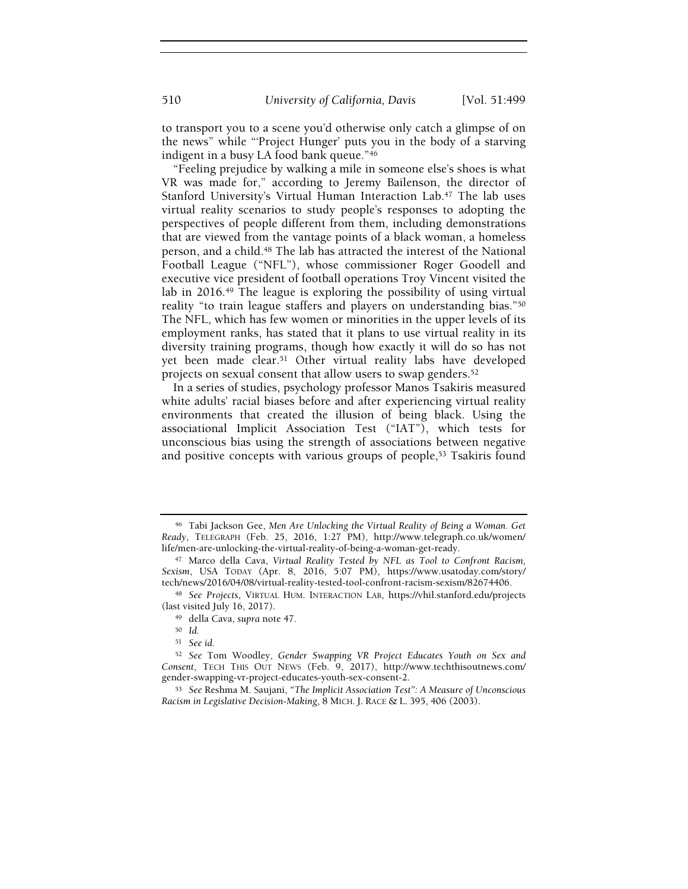to transport you to a scene you'd otherwise only catch a glimpse of on the news" while "'Project Hunger' puts you in the body of a starving indigent in a busy LA food bank queue."[46]

"Feeling prejudice by walking a mile in someone else's shoes is what VR was made for," according to Jeremy Bailenson, the director of Stanford University's Virtual Human Interaction Lab.[47] The lab uses virtual reality scenarios to study people's responses to adopting the perspectives of people different from them, including demonstrations that are viewed from the vantage points of a black woman, a homeless person, and a child.[48] The lab has attracted the interest of the National Football League ("NFL"), whose commissioner Roger Goodell and executive vice president of football operations Troy Vincent visited the lab in 2016.[49] The league is exploring the possibility of using virtual reality "to train league staffers and players on understanding bias."[50] The NFL, which has few women or minorities in the upper levels of its employment ranks, has stated that it plans to use virtual reality in its diversity training programs, though how exactly it will do so has not yet been made clear.[51] Other virtual reality labs have developed projects on sexual consent that allow users to swap genders.[52]

In a series of studies, psychology professor Manos Tsakiris measured white adults' racial biases before and after experiencing virtual reality environments that created the illusion of being black. Using the associational Implicit Association Test ("IAT"), which tests for unconscious bias using the strength of associations between negative and positive concepts with various groups of people,[53] Tsakiris found

---

[46] Tabi Jackson Gee, *Men Are Unlocking the Virtual Reality of Being a Woman. Get Ready*, TELEGRAPH (Feb. 25, 2016, 1:27 PM), http://www.telegraph.co.uk/women/life/men-are-unlocking-the-virtual-reality-of-being-a-woman-get-ready.

[47] Marco della Cava, *Virtual Reality Tested by NFL as Tool to Confront Racism, Sexism*, USA TODAY (Apr. 8, 2016, 5:07 PM), https://www.usatoday.com/story/tech/news/2016/04/08/virtual-reality-tested-tool-confront-racism-sexism/82674406.

[48] *See Projects*, VIRTUAL HUM. INTERACTION LAB, https://vhil.stanford.edu/projects (last visited July 16, 2017).

[49] della Cava, *supra* note 47.

[50] *Id.*

[51] *See id.*

[52] *See* Tom Woodley, *Gender Swapping VR Project Educates Youth on Sex and Consent*, TECH THIS OUT NEWS (Feb. 9, 2017), http://www.techthisoutnews.com/gender-swapping-vr-project-educates-youth-sex-consent-2.

[53] *See* Reshma M. Saujani, *"The Implicit Association Test": A Measure of Unconscious Racism in Legislative Decision-Making*, 8 MICH. J. RACE & L. 395, 406 (2003).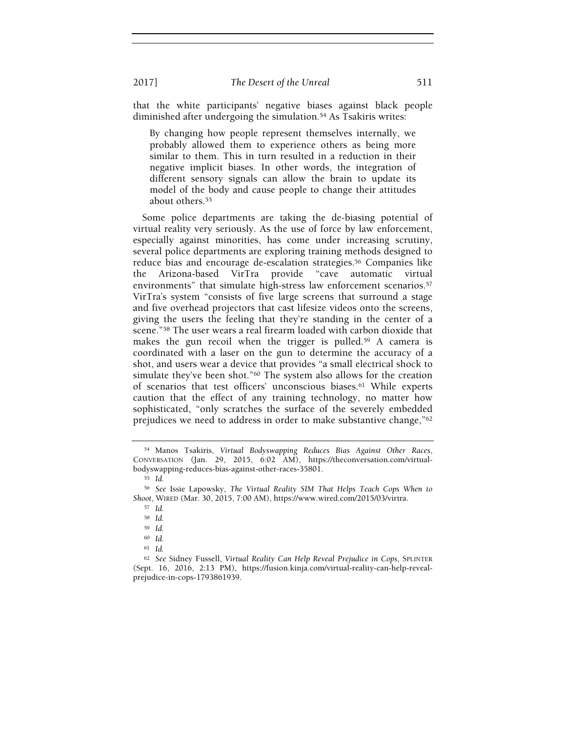that the white participants' negative biases against black people diminished after undergoing the simulation.[54] As Tsakiris writes:

> By changing how people represent themselves internally, we probably allowed them to experience others as being more similar to them. This in turn resulted in a reduction in their negative implicit biases. In other words, the integration of different sensory signals can allow the brain to update its model of the body and cause people to change their attitudes about others.[55]

Some police departments are taking the de-biasing potential of virtual reality very seriously. As the use of force by law enforcement, especially against minorities, has come under increasing scrutiny, several police departments are exploring training methods designed to reduce bias and encourage de-escalation strategies.[56] Companies like the Arizona-based VirTra provide "cave automatic virtual environments" that simulate high-stress law enforcement scenarios.[57] VirTra's system "consists of five large screens that surround a stage and five overhead projectors that cast lifesize videos onto the screens, giving the users the feeling that they're standing in the center of a scene."[58] The user wears a real firearm loaded with carbon dioxide that makes the gun recoil when the trigger is pulled.[59] A camera is coordinated with a laser on the gun to determine the accuracy of a shot, and users wear a device that provides "a small electrical shock to simulate they've been shot."[60] The system also allows for the creation of scenarios that test officers' unconscious biases.[61] While experts caution that the effect of any training technology, no matter how sophisticated, "only scratches the surface of the severely embedded prejudices we need to address in order to make substantive change,"[62]

---

[54] Manos Tsakiris, *Virtual Bodyswapping Reduces Bias Against Other Races*, CONVERSATION (Jan. 29, 2015, 6:02 AM), https://theconversation.com/virtual-bodyswapping-reduces-bias-against-other-races-35801.

[55] *Id.*

[56] *See* Issie Lapowsky, *The Virtual Reality SIM That Helps Teach Cops When to Shoot*, WIRED (Mar. 30, 2015, 7:00 AM), https://www.wired.com/2015/03/virtra.

[57] *Id.*

[58] *Id.*

[59] *Id.*

[60] *Id.*

[61] *Id.*

[62] *See* Sidney Fussell, *Virtual Reality Can Help Reveal Prejudice in Cops*, SPLINTER (Sept. 16, 2016, 2:13 PM), https://fusion.kinja.com/virtual-reality-can-help-reveal-prejudice-in-cops-1793861939.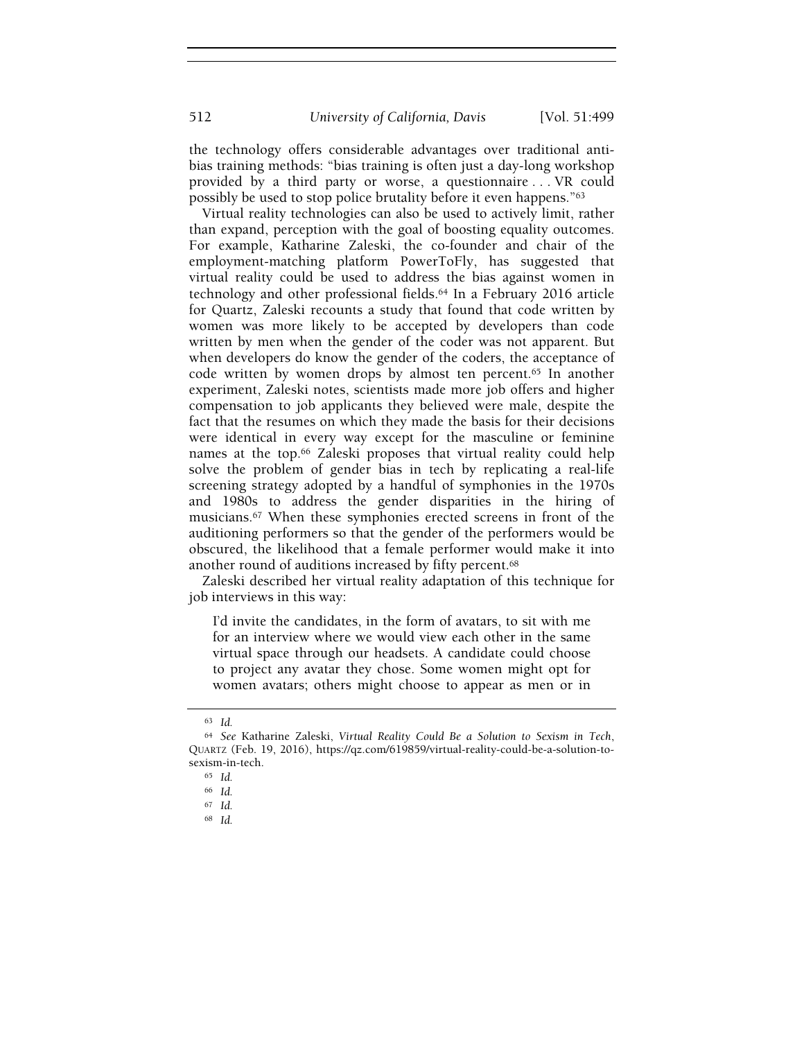the technology offers considerable advantages over traditional anti-bias training methods: "bias training is often just a day-long workshop provided by a third party or worse, a questionnaire . . . VR could possibly be used to stop police brutality before it even happens."[63]

Virtual reality technologies can also be used to actively limit, rather than expand, perception with the goal of boosting equality outcomes. For example, Katharine Zaleski, the co-founder and chair of the employment-matching platform PowerToFly, has suggested that virtual reality could be used to address the bias against women in technology and other professional fields.[64] In a February 2016 article for Quartz, Zaleski recounts a study that found that code written by women was more likely to be accepted by developers than code written by men when the gender of the coder was not apparent. But when developers do know the gender of the coders, the acceptance of code written by women drops by almost ten percent.[65] In another experiment, Zaleski notes, scientists made more job offers and higher compensation to job applicants they believed were male, despite the fact that the resumes on which they made the basis for their decisions were identical in every way except for the masculine or feminine names at the top.[66] Zaleski proposes that virtual reality could help solve the problem of gender bias in tech by replicating a real-life screening strategy adopted by a handful of symphonies in the 1970s and 1980s to address the gender disparities in the hiring of musicians.[67] When these symphonies erected screens in front of the auditioning performers so that the gender of the performers would be obscured, the likelihood that a female performer would make it into another round of auditions increased by fifty percent.[68]

Zaleski described her virtual reality adaptation of this technique for job interviews in this way:

> I'd invite the candidates, in the form of avatars, to sit with me for an interview where we would view each other in the same virtual space through our headsets. A candidate could choose to project any avatar they chose. Some women might opt for women avatars; others might choose to appear as men or in

---

[63] *Id.*

[64] *See* Katharine Zaleski, *Virtual Reality Could Be a Solution to Sexism in Tech*, QUARTZ (Feb. 19, 2016), https://qz.com/619859/virtual-reality-could-be-a-solution-to-sexism-in-tech.

[65] *Id.*

[66] *Id.*

[67] *Id.*

[68] *Id.*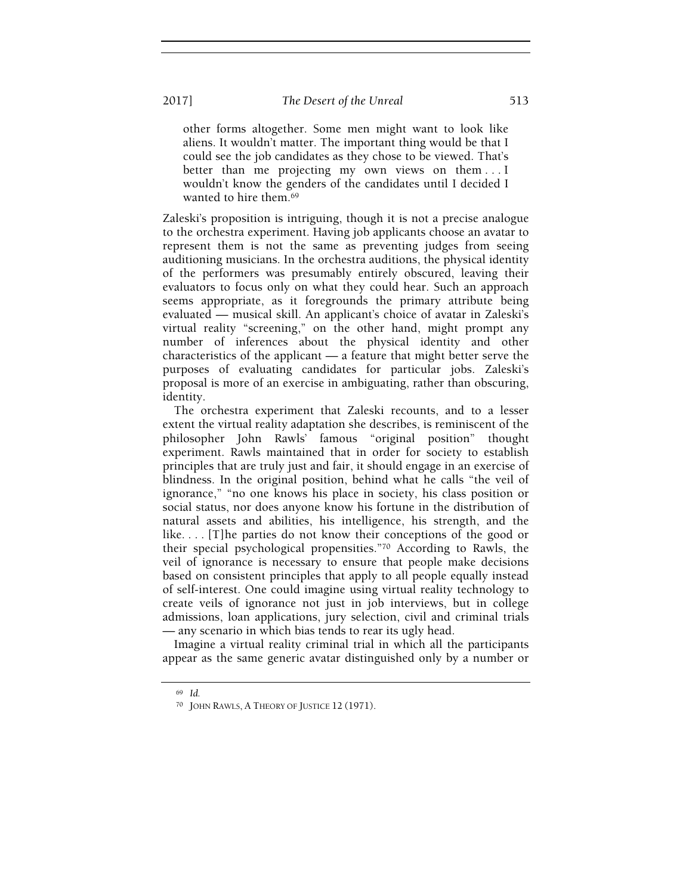> other forms altogether. Some men might want to look like aliens. It wouldn't matter. The important thing would be that I could see the job candidates as they chose to be viewed. That's better than me projecting my own views on them . . . I wouldn't know the genders of the candidates until I decided I wanted to hire them.[69]

Zaleski's proposition is intriguing, though it is not a precise analogue to the orchestra experiment. Having job applicants choose an avatar to represent them is not the same as preventing judges from seeing auditioning musicians. In the orchestra auditions, the physical identity of the performers was presumably entirely obscured, leaving their evaluators to focus only on what they could hear. Such an approach seems appropriate, as it foregrounds the primary attribute being evaluated — musical skill. An applicant's choice of avatar in Zaleski's virtual reality "screening," on the other hand, might prompt any number of inferences about the physical identity and other characteristics of the applicant — a feature that might better serve the purposes of evaluating candidates for particular jobs. Zaleski's proposal is more of an exercise in ambiguating, rather than obscuring, identity.

The orchestra experiment that Zaleski recounts, and to a lesser extent the virtual reality adaptation she describes, is reminiscent of the philosopher John Rawls' famous "original position" thought experiment. Rawls maintained that in order for society to establish principles that are truly just and fair, it should engage in an exercise of blindness. In the original position, behind what he calls "the veil of ignorance," "no one knows his place in society, his class position or social status, nor does anyone know his fortune in the distribution of natural assets and abilities, his intelligence, his strength, and the like. . . . [T]he parties do not know their conceptions of the good or their special psychological propensities."[70] According to Rawls, the veil of ignorance is necessary to ensure that people make decisions based on consistent principles that apply to all people equally instead of self-interest. One could imagine using virtual reality technology to create veils of ignorance not just in job interviews, but in college admissions, loan applications, jury selection, civil and criminal trials — any scenario in which bias tends to rear its ugly head.

Imagine a virtual reality criminal trial in which all the participants appear as the same generic avatar distinguished only by a number or

---

[69] *Id.*

[70] JOHN RAWLS, A THEORY OF JUSTICE 12 (1971).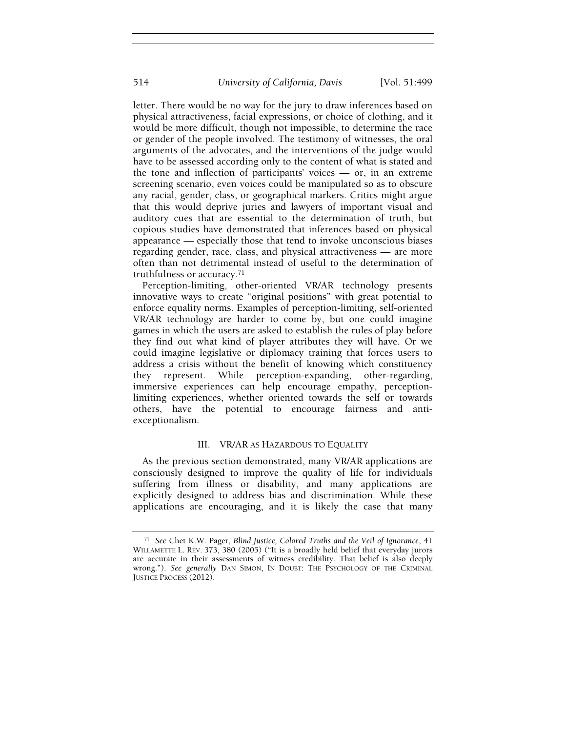letter. There would be no way for the jury to draw inferences based on physical attractiveness, facial expressions, or choice of clothing, and it would be more difficult, though not impossible, to determine the race or gender of the people involved. The testimony of witnesses, the oral arguments of the advocates, and the interventions of the judge would have to be assessed according only to the content of what is stated and the tone and inflection of participants' voices — or, in an extreme screening scenario, even voices could be manipulated so as to obscure any racial, gender, class, or geographical markers. Critics might argue that this would deprive juries and lawyers of important visual and auditory cues that are essential to the determination of truth, but copious studies have demonstrated that inferences based on physical appearance — especially those that tend to invoke unconscious biases regarding gender, race, class, and physical attractiveness — are more often than not detrimental instead of useful to the determination of truthfulness or accuracy.[71]

Perception-limiting, other-oriented VR/AR technology presents innovative ways to create "original positions" with great potential to enforce equality norms. Examples of perception-limiting, self-oriented VR/AR technology are harder to come by, but one could imagine games in which the users are asked to establish the rules of play before they find out what kind of player attributes they will have. Or we could imagine legislative or diplomacy training that forces users to address a crisis without the benefit of knowing which constituency they represent. While perception-expanding, other-regarding, immersive experiences can help encourage empathy, perception-limiting experiences, whether oriented towards the self or towards others, have the potential to encourage fairness and anti-exceptionalism.

## III. VR/AR AS HAZARDOUS TO EQUALITY

As the previous section demonstrated, many VR/AR applications are consciously designed to improve the quality of life for individuals suffering from illness or disability, and many applications are explicitly designed to address bias and discrimination. While these applications are encouraging, and it is likely the case that many

---

[71] *See* Chet K.W. Pager, *Blind Justice, Colored Truths and the Veil of Ignorance*, 41 WILLAMETTE L. REV. 373, 380 (2005) ("It is a broadly held belief that everyday jurors are accurate in their assessments of witness credibility. That belief is also deeply wrong."). *See generally* DAN SIMON, IN DOUBT: THE PSYCHOLOGY OF THE CRIMINAL JUSTICE PROCESS (2012).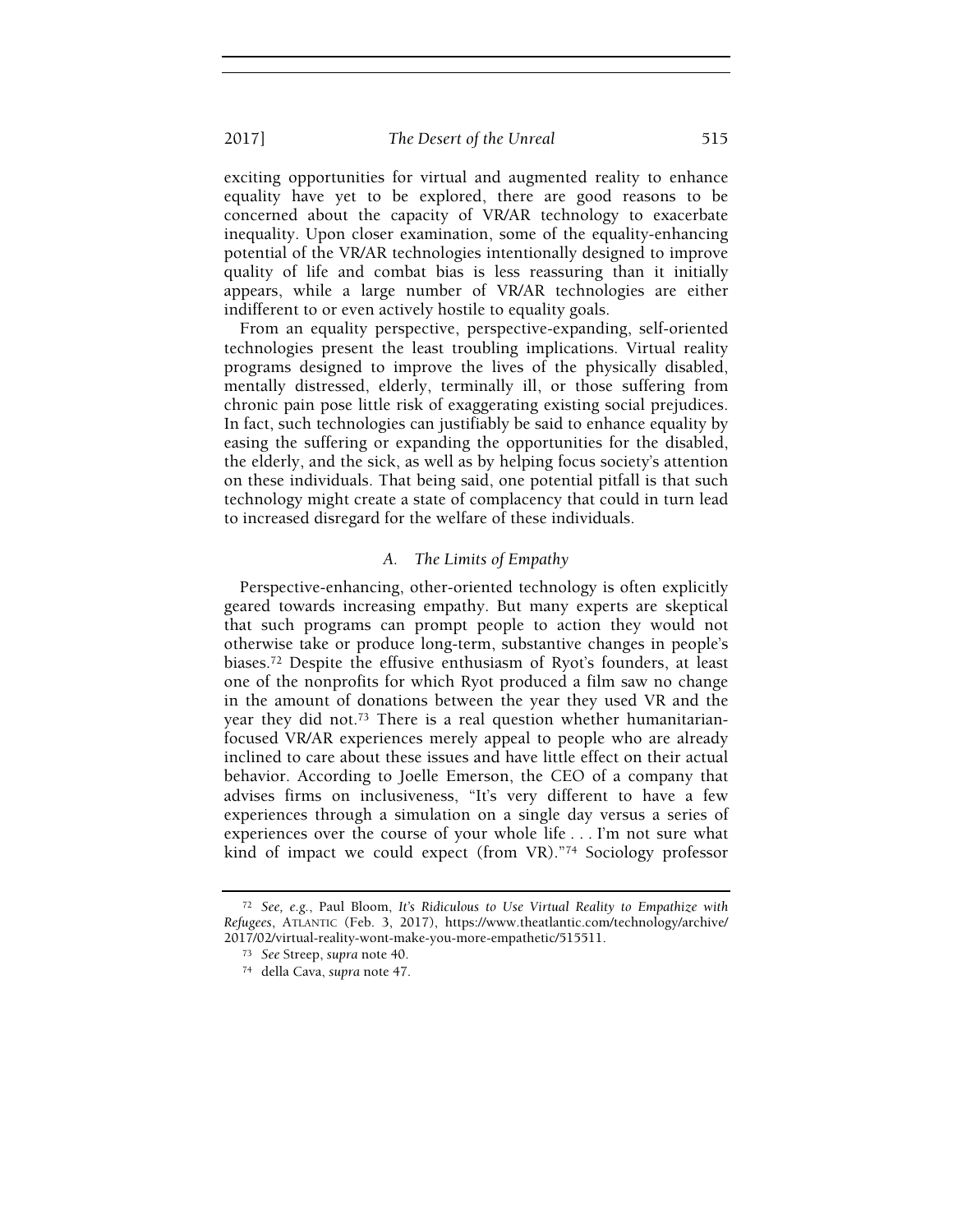exciting opportunities for virtual and augmented reality to enhance equality have yet to be explored, there are good reasons to be concerned about the capacity of VR/AR technology to exacerbate inequality. Upon closer examination, some of the equality-enhancing potential of the VR/AR technologies intentionally designed to improve quality of life and combat bias is less reassuring than it initially appears, while a large number of VR/AR technologies are either indifferent to or even actively hostile to equality goals.

From an equality perspective, perspective-expanding, self-oriented technologies present the least troubling implications. Virtual reality programs designed to improve the lives of the physically disabled, mentally distressed, elderly, terminally ill, or those suffering from chronic pain pose little risk of exaggerating existing social prejudices. In fact, such technologies can justifiably be said to enhance equality by easing the suffering or expanding the opportunities for the disabled, the elderly, and the sick, as well as by helping focus society's attention on these individuals. That being said, one potential pitfall is that such technology might create a state of complacency that could in turn lead to increased disregard for the welfare of these individuals.

### A. *The Limits of Empathy*

Perspective-enhancing, other-oriented technology is often explicitly geared towards increasing empathy. But many experts are skeptical that such programs can prompt people to action they would not otherwise take or produce long-term, substantive changes in people's biases.[72] Despite the effusive enthusiasm of Ryot's founders, at least one of the nonprofits for which Ryot produced a film saw no change in the amount of donations between the year they used VR and the year they did not.[73] There is a real question whether humanitarian-focused VR/AR experiences merely appeal to people who are already inclined to care about these issues and have little effect on their actual behavior. According to Joelle Emerson, the CEO of a company that advises firms on inclusiveness, "It's very different to have a few experiences through a simulation on a single day versus a series of experiences over the course of your whole life . . . I'm not sure what kind of impact we could expect (from VR)."[74] Sociology professor

---

[72] *See, e.g.*, Paul Bloom, *It's Ridiculous to Use Virtual Reality to Empathize with Refugees*, ATLANTIC (Feb. 3, 2017), https://www.theatlantic.com/technology/archive/2017/02/virtual-reality-wont-make-you-more-empathetic/515511.

[73] *See* Streep, *supra* note 40.

[74] della Cava, *supra* note 47.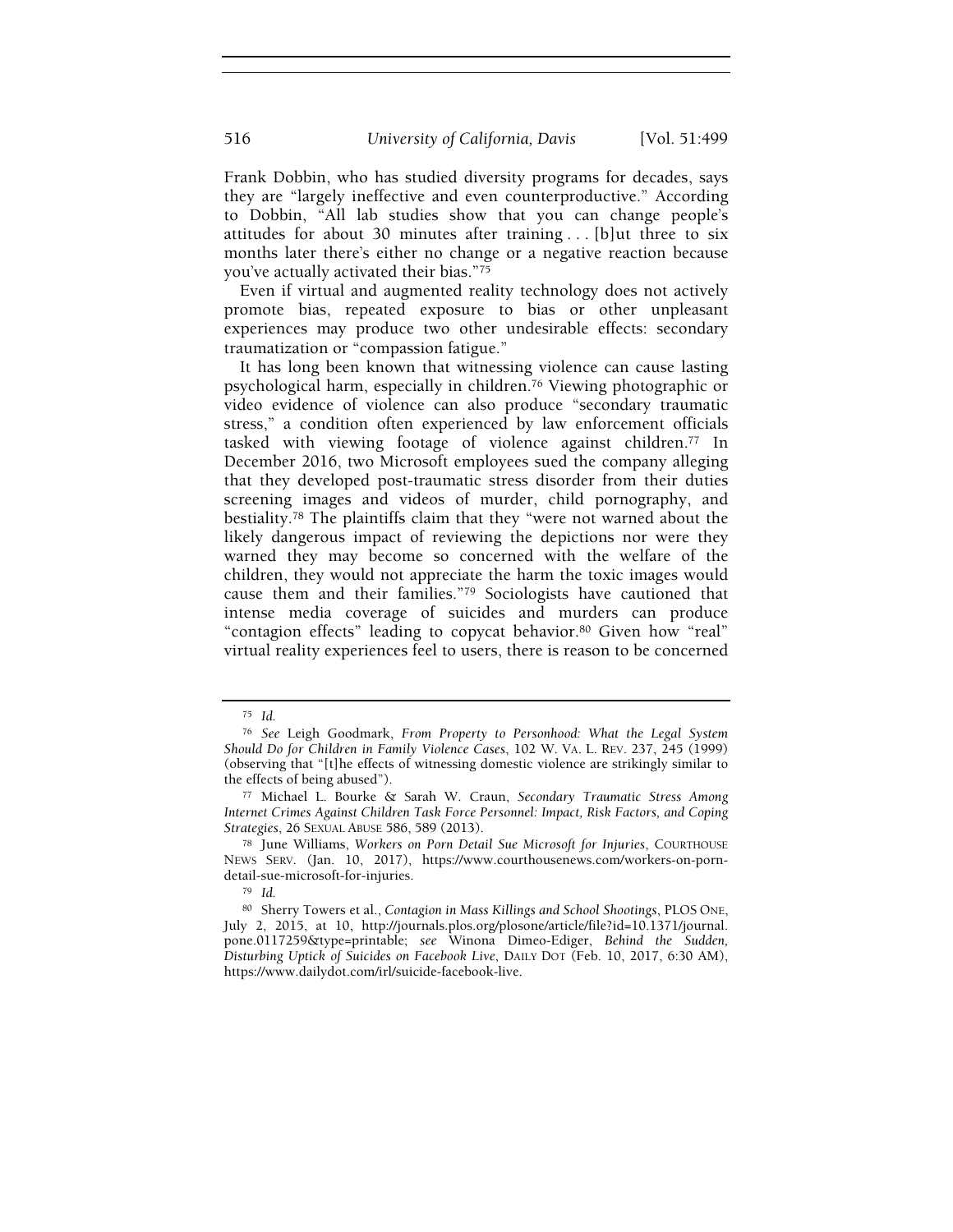Frank Dobbin, who has studied diversity programs for decades, says they are "largely ineffective and even counterproductive." According to Dobbin, "All lab studies show that you can change people's attitudes for about 30 minutes after training . . . [b]ut three to six months later there's either no change or a negative reaction because you've actually activated their bias."[75]

Even if virtual and augmented reality technology does not actively promote bias, repeated exposure to bias or other unpleasant experiences may produce two other undesirable effects: secondary traumatization or "compassion fatigue."

It has long been known that witnessing violence can cause lasting psychological harm, especially in children.[76] Viewing photographic or video evidence of violence can also produce "secondary traumatic stress," a condition often experienced by law enforcement officials tasked with viewing footage of violence against children.[77] In December 2016, two Microsoft employees sued the company alleging that they developed post-traumatic stress disorder from their duties screening images and videos of murder, child pornography, and bestiality.[78] The plaintiffs claim that they "were not warned about the likely dangerous impact of reviewing the depictions nor were they warned they may become so concerned with the welfare of the children, they would not appreciate the harm the toxic images would cause them and their families."[79] Sociologists have cautioned that intense media coverage of suicides and murders can produce "contagion effects" leading to copycat behavior.[80] Given how "real" virtual reality experiences feel to users, there is reason to be concerned

---

[75] *Id.*

[76] *See* Leigh Goodmark, *From Property to Personhood: What the Legal System Should Do for Children in Family Violence Cases*, 102 W. VA. L. REV. 237, 245 (1999) (observing that "[t]he effects of witnessing domestic violence are strikingly similar to the effects of being abused").

[77] Michael L. Bourke & Sarah W. Craun, *Secondary Traumatic Stress Among Internet Crimes Against Children Task Force Personnel: Impact, Risk Factors, and Coping Strategies*, 26 SEXUAL ABUSE 586, 589 (2013).

[78] June Williams, *Workers on Porn Detail Sue Microsoft for Injuries*, COURTHOUSE NEWS SERV. (Jan. 10, 2017), https://www.courthousenews.com/workers-on-porn-detail-sue-microsoft-for-injuries.

[79] *Id.*

[80] Sherry Towers et al., *Contagion in Mass Killings and School Shootings*, PLOS ONE, July 2, 2015, at 10, http://journals.plos.org/plosone/article/file?id=10.1371/journal.pone.0117259&type=printable; *see* Winona Dimeo-Ediger, *Behind the Sudden, Disturbing Uptick of Suicides on Facebook Live*, DAILY DOT (Feb. 10, 2017, 6:30 AM), https://www.dailydot.com/irl/suicide-facebook-live.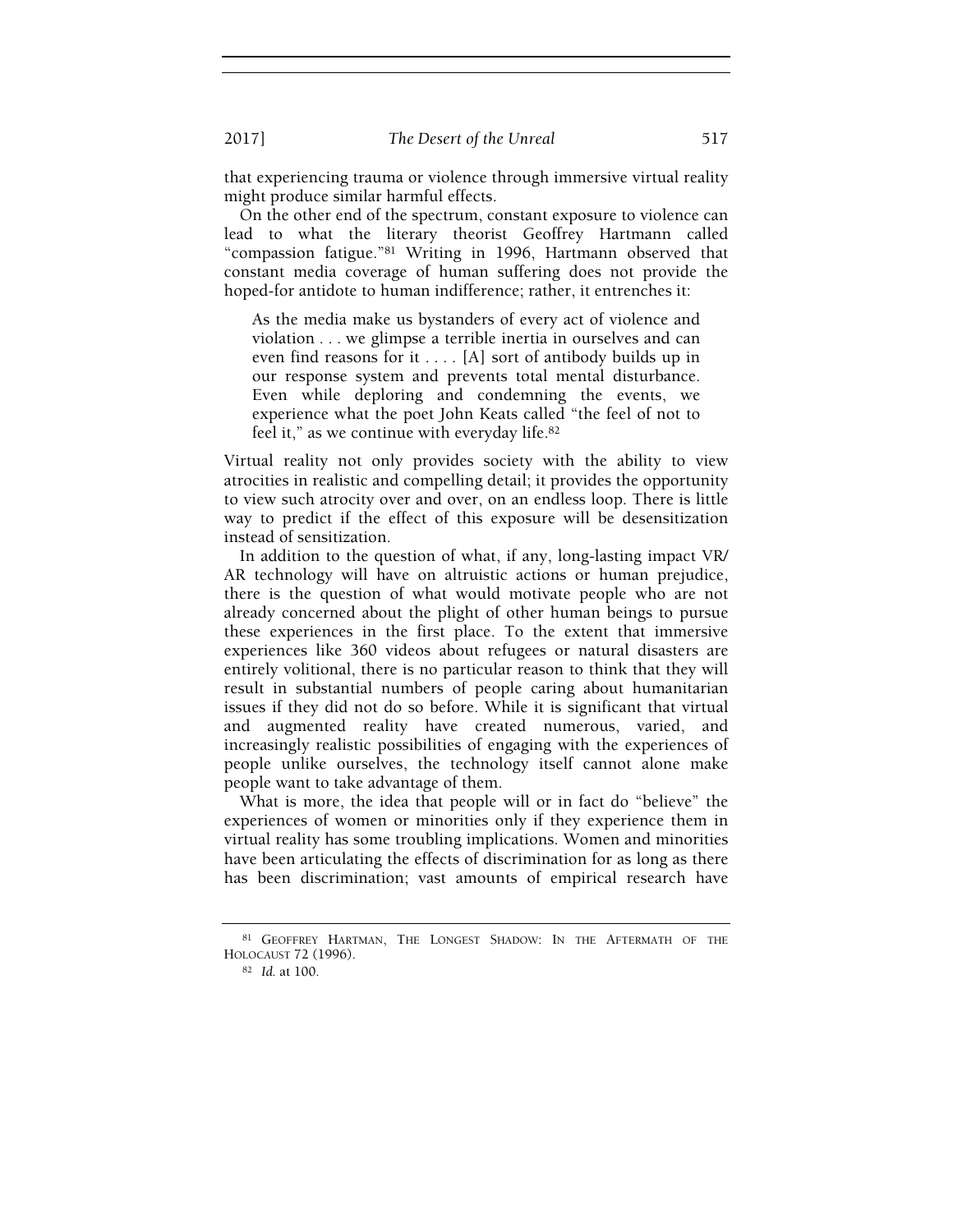that experiencing trauma or violence through immersive virtual reality might produce similar harmful effects.

On the other end of the spectrum, constant exposure to violence can lead to what the literary theorist Geoffrey Hartmann called "compassion fatigue."[81] Writing in 1996, Hartmann observed that constant media coverage of human suffering does not provide the hoped-for antidote to human indifference; rather, it entrenches it:

> As the media make us bystanders of every act of violence and violation . . . we glimpse a terrible inertia in ourselves and can even find reasons for it . . . . [A] sort of antibody builds up in our response system and prevents total mental disturbance. Even while deploring and condemning the events, we experience what the poet John Keats called "the feel of not to feel it," as we continue with everyday life.[82]

Virtual reality not only provides society with the ability to view atrocities in realistic and compelling detail; it provides the opportunity to view such atrocity over and over, on an endless loop. There is little way to predict if the effect of this exposure will be desensitization instead of sensitization.

In addition to the question of what, if any, long-lasting impact VR/AR technology will have on altruistic actions or human prejudice, there is the question of what would motivate people who are not already concerned about the plight of other human beings to pursue these experiences in the first place. To the extent that immersive experiences like 360 videos about refugees or natural disasters are entirely volitional, there is no particular reason to think that they will result in substantial numbers of people caring about humanitarian issues if they did not do so before. While it is significant that virtual and augmented reality have created numerous, varied, and increasingly realistic possibilities of engaging with the experiences of people unlike ourselves, the technology itself cannot alone make people want to take advantage of them.

What is more, the idea that people will or in fact do "believe" the experiences of women or minorities only if they experience them in virtual reality has some troubling implications. Women and minorities have been articulating the effects of discrimination for as long as there has been discrimination; vast amounts of empirical research have

---

[81] GEOFFREY HARTMAN, THE LONGEST SHADOW: IN THE AFTERMATH OF THE HOLOCAUST 72 (1996).

[82] *Id.* at 100.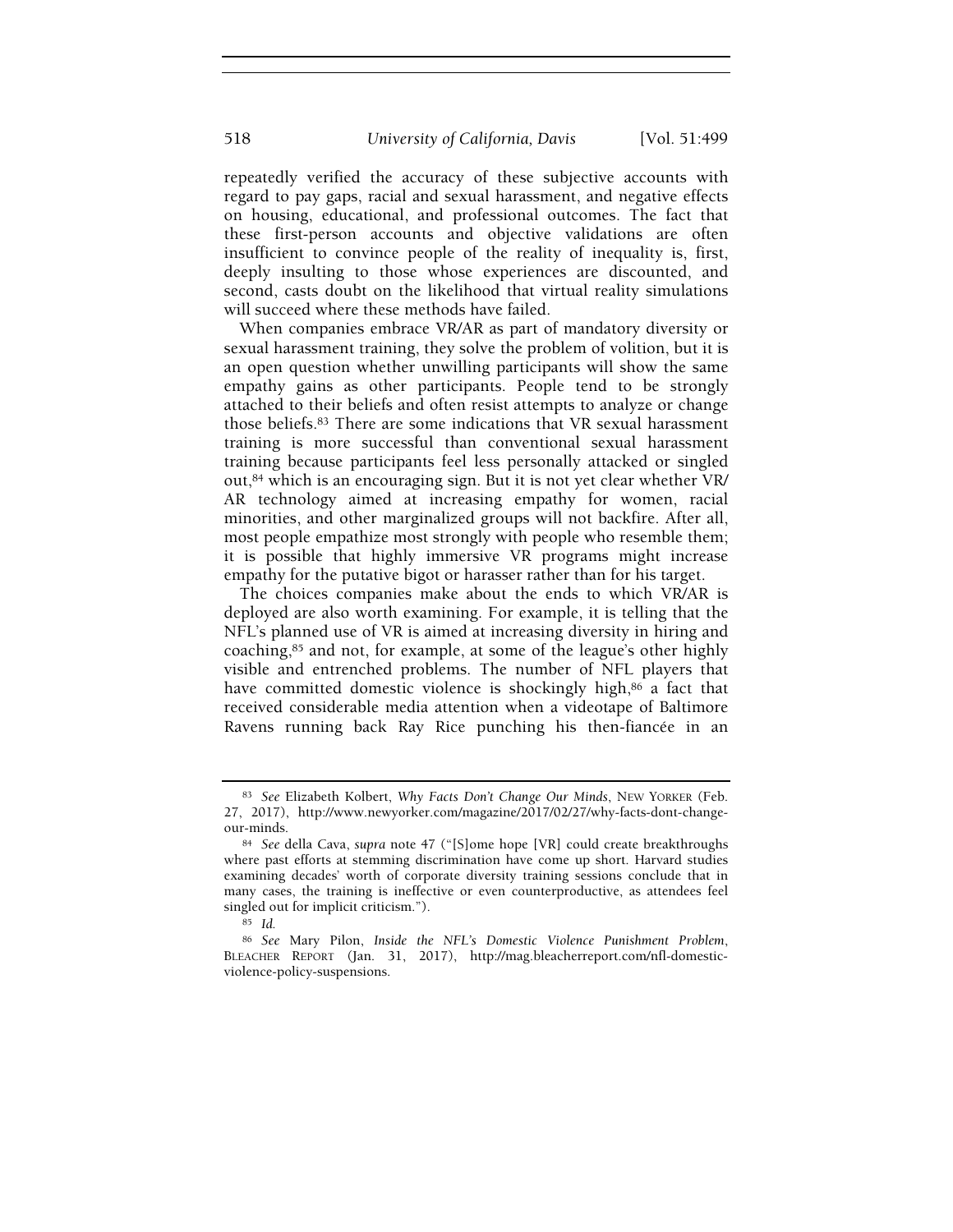repeatedly verified the accuracy of these subjective accounts with regard to pay gaps, racial and sexual harassment, and negative effects on housing, educational, and professional outcomes. The fact that these first-person accounts and objective validations are often insufficient to convince people of the reality of inequality is, first, deeply insulting to those whose experiences are discounted, and second, casts doubt on the likelihood that virtual reality simulations will succeed where these methods have failed.

When companies embrace VR/AR as part of mandatory diversity or sexual harassment training, they solve the problem of volition, but it is an open question whether unwilling participants will show the same empathy gains as other participants. People tend to be strongly attached to their beliefs and often resist attempts to analyze or change those beliefs.[83] There are some indications that VR sexual harassment training is more successful than conventional sexual harassment training because participants feel less personally attacked or singled out,[84] which is an encouraging sign. But it is not yet clear whether VR/AR technology aimed at increasing empathy for women, racial minorities, and other marginalized groups will not backfire. After all, most people empathize most strongly with people who resemble them; it is possible that highly immersive VR programs might increase empathy for the putative bigot or harasser rather than for his target.

The choices companies make about the ends to which VR/AR is deployed are also worth examining. For example, it is telling that the NFL's planned use of VR is aimed at increasing diversity in hiring and coaching,[85] and not, for example, at some of the league's other highly visible and entrenched problems. The number of NFL players that have committed domestic violence is shockingly high,[86] a fact that received considerable media attention when a videotape of Baltimore Ravens running back Ray Rice punching his then-fiancée in an

---

[83] *See* Elizabeth Kolbert, *Why Facts Don't Change Our Minds*, NEW YORKER (Feb. 27, 2017), http://www.newyorker.com/magazine/2017/02/27/why-facts-dont-change-our-minds.

[84] *See* della Cava, *supra* note 47 ("[S]ome hope [VR] could create breakthroughs where past efforts at stemming discrimination have come up short. Harvard studies examining decades' worth of corporate diversity training sessions conclude that in many cases, the training is ineffective or even counterproductive, as attendees feel singled out for implicit criticism.").

[85] *Id.*

[86] *See* Mary Pilon, *Inside the NFL's Domestic Violence Punishment Problem*, BLEACHER REPORT (Jan. 31, 2017), http://mag.bleacherreport.com/nfl-domestic-violence-policy-suspensions.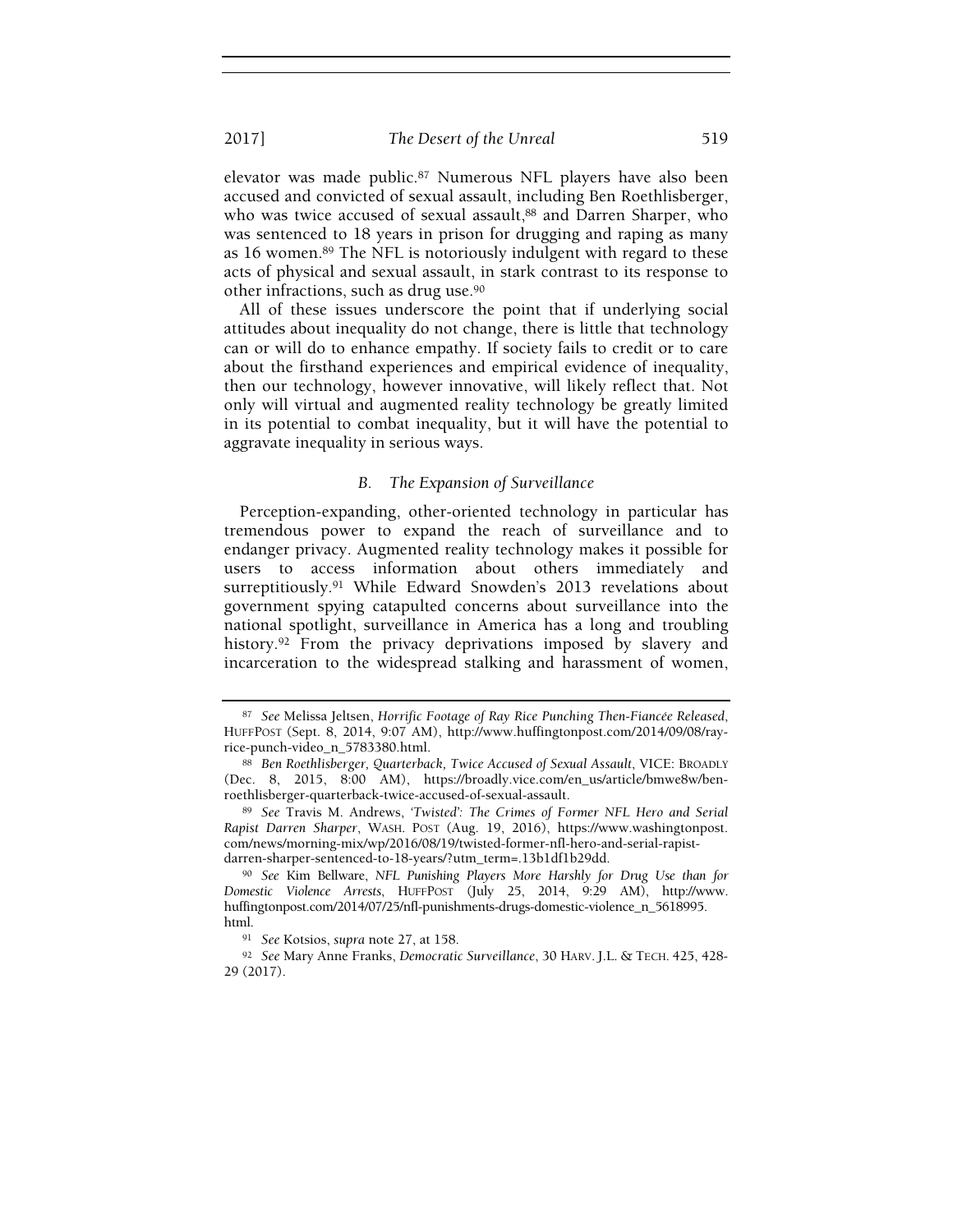elevator was made public.[87] Numerous NFL players have also been accused and convicted of sexual assault, including Ben Roethlisberger, who was twice accused of sexual assault,[88] and Darren Sharper, who was sentenced to 18 years in prison for drugging and raping as many as 16 women.[89] The NFL is notoriously indulgent with regard to these acts of physical and sexual assault, in stark contrast to its response to other infractions, such as drug use.[90]

All of these issues underscore the point that if underlying social attitudes about inequality do not change, there is little that technology can or will do to enhance empathy. If society fails to credit or to care about the firsthand experiences and empirical evidence of inequality, then our technology, however innovative, will likely reflect that. Not only will virtual and augmented reality technology be greatly limited in its potential to combat inequality, but it will have the potential to aggravate inequality in serious ways.

### *B. The Expansion of Surveillance*

Perception-expanding, other-oriented technology in particular has tremendous power to expand the reach of surveillance and to endanger privacy. Augmented reality technology makes it possible for users to access information about others immediately and surreptitiously.[91] While Edward Snowden's 2013 revelations about government spying catapulted concerns about surveillance into the national spotlight, surveillance in America has a long and troubling history.[92] From the privacy deprivations imposed by slavery and incarceration to the widespread stalking and harassment of women,

---

[87] *See* Melissa Jeltsen, *Horrific Footage of Ray Rice Punching Then-Fiancée Released*, HUFFPOST (Sept. 8, 2014, 9:07 AM), http://www.huffingtonpost.com/2014/09/08/ray-rice-punch-video_n_5783380.html.

[88] *Ben Roethlisberger, Quarterback, Twice Accused of Sexual Assault*, VICE: BROADLY (Dec. 8, 2015, 8:00 AM), https://broadly.vice.com/en_us/article/bmwe8w/ben-roethlisberger-quarterback-twice-accused-of-sexual-assault.

[89] *See* Travis M. Andrews, *'Twisted': The Crimes of Former NFL Hero and Serial Rapist Darren Sharper*, WASH. POST (Aug. 19, 2016), https://www.washingtonpost.com/news/morning-mix/wp/2016/08/19/twisted-former-nfl-hero-and-serial-rapist-darren-sharper-sentenced-to-18-years/?utm_term=.13b1df1b29dd.

[90] *See* Kim Bellware, *NFL Punishing Players More Harshly for Drug Use than for Domestic Violence Arrests*, HUFFPOST (July 25, 2014, 9:29 AM), http://www.huffingtonpost.com/2014/07/25/nfl-punishments-drugs-domestic-violence_n_5618995.html.

[91] *See* Kotsios, *supra* note 27, at 158.

[92] *See* Mary Anne Franks, *Democratic Surveillance*, 30 HARV. J.L. & TECH. 425, 428-29 (2017).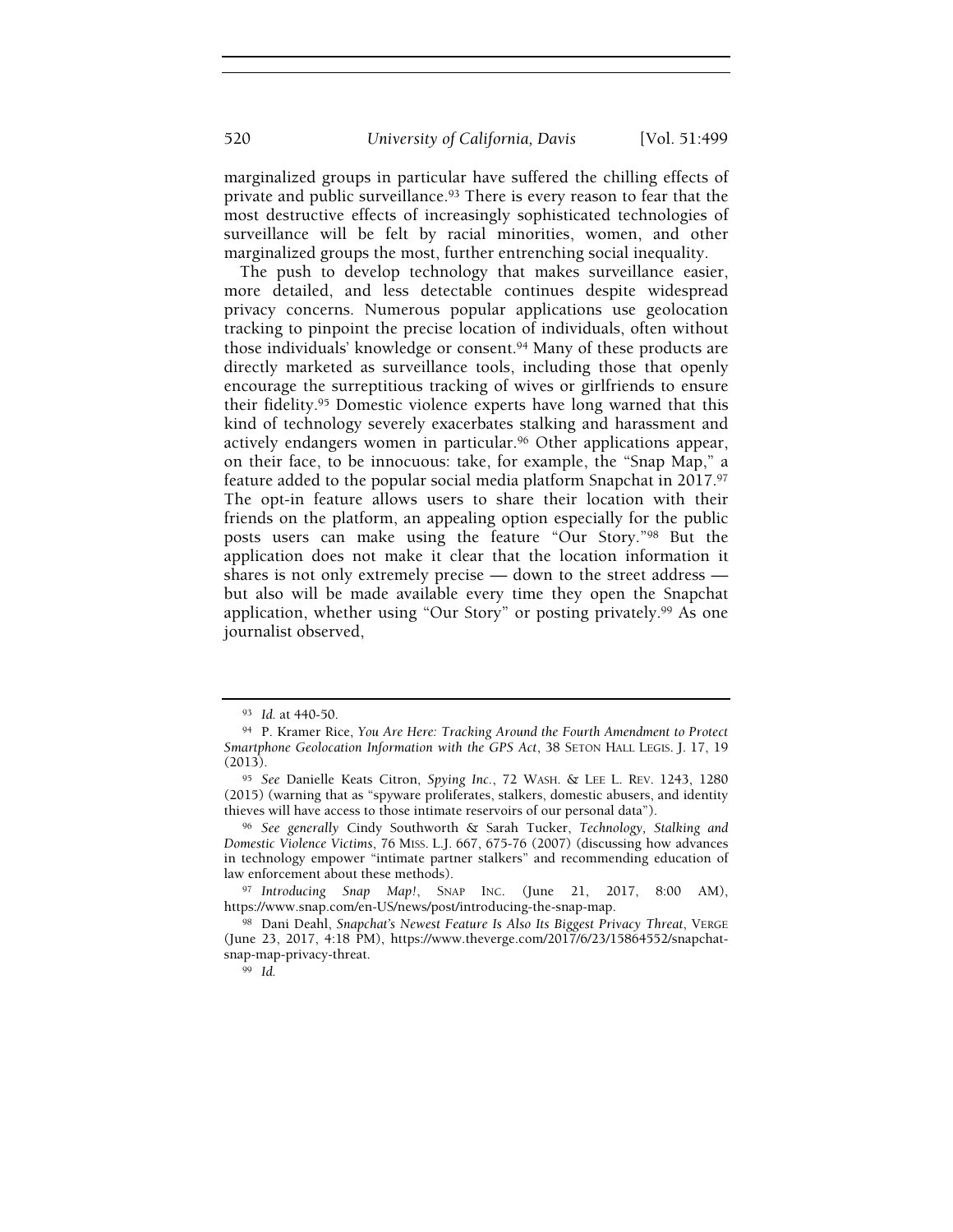marginalized groups in particular have suffered the chilling effects of private and public surveillance.[93] There is every reason to fear that the most destructive effects of increasingly sophisticated technologies of surveillance will be felt by racial minorities, women, and other marginalized groups the most, further entrenching social inequality.

The push to develop technology that makes surveillance easier, more detailed, and less detectable continues despite widespread privacy concerns. Numerous popular applications use geolocation tracking to pinpoint the precise location of individuals, often without those individuals' knowledge or consent.[94] Many of these products are directly marketed as surveillance tools, including those that openly encourage the surreptitious tracking of wives or girlfriends to ensure their fidelity.[95] Domestic violence experts have long warned that this kind of technology severely exacerbates stalking and harassment and actively endangers women in particular.[96] Other applications appear, on their face, to be innocuous: take, for example, the "Snap Map," a feature added to the popular social media platform Snapchat in 2017.[97] The opt-in feature allows users to share their location with their friends on the platform, an appealing option especially for the public posts users can make using the feature "Our Story."[98] But the application does not make it clear that the location information it shares is not only extremely precise — down to the street address — but also will be made available every time they open the Snapchat application, whether using "Our Story" or posting privately.[99] As one journalist observed,

---

[93] *Id.* at 440-50.

[94] P. Kramer Rice, *You Are Here: Tracking Around the Fourth Amendment to Protect Smartphone Geolocation Information with the GPS Act*, 38 SETON HALL LEGIS. J. 17, 19 (2013).

[95] *See* Danielle Keats Citron, *Spying Inc.*, 72 WASH. & LEE L. REV. 1243, 1280 (2015) (warning that as "spyware proliferates, stalkers, domestic abusers, and identity thieves will have access to those intimate reservoirs of our personal data").

[96] *See generally* Cindy Southworth & Sarah Tucker, *Technology, Stalking and Domestic Violence Victims*, 76 MISS. L.J. 667, 675-76 (2007) (discussing how advances in technology empower "intimate partner stalkers" and recommending education of law enforcement about these methods).

[97] *Introducing Snap Map!*, SNAP INC. (June 21, 2017, 8:00 AM), https://www.snap.com/en-US/news/post/introducing-the-snap-map.

[98] Dani Deahl, *Snapchat's Newest Feature Is Also Its Biggest Privacy Threat*, VERGE (June 23, 2017, 4:18 PM), https://www.theverge.com/2017/6/23/15864552/snapchat-snap-map-privacy-threat.

[99] *Id.*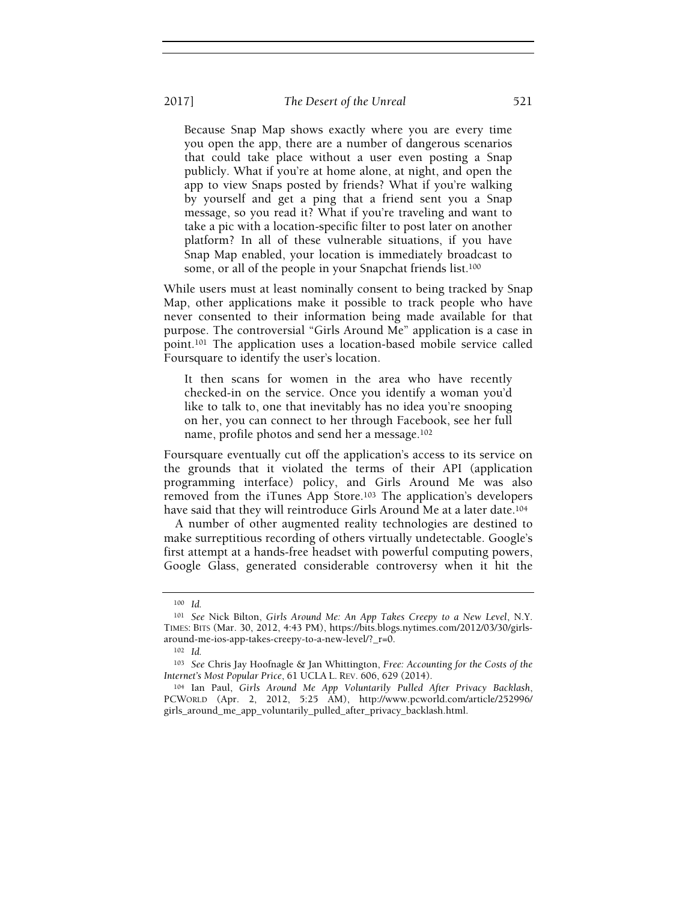> Because Snap Map shows exactly where you are every time you open the app, there are a number of dangerous scenarios that could take place without a user even posting a Snap publicly. What if you're at home alone, at night, and open the app to view Snaps posted by friends? What if you're walking by yourself and get a ping that a friend sent you a Snap message, so you read it? What if you're traveling and want to take a pic with a location-specific filter to post later on another platform? In all of these vulnerable situations, if you have Snap Map enabled, your location is immediately broadcast to some, or all of the people in your Snapchat friends list.[100]

While users must at least nominally consent to being tracked by Snap Map, other applications make it possible to track people who have never consented to their information being made available for that purpose. The controversial "Girls Around Me" application is a case in point.[101] The application uses a location-based mobile service called Foursquare to identify the user's location.

> It then scans for women in the area who have recently checked-in on the service. Once you identify a woman you'd like to talk to, one that inevitably has no idea you're snooping on her, you can connect to her through Facebook, see her full name, profile photos and send her a message.[102]

Foursquare eventually cut off the application's access to its service on the grounds that it violated the terms of their API (application programming interface) policy, and Girls Around Me was also removed from the iTunes App Store.[103] The application's developers have said that they will reintroduce Girls Around Me at a later date.[104]

A number of other augmented reality technologies are destined to make surreptitious recording of others virtually undetectable. Google's first attempt at a hands-free headset with powerful computing powers, Google Glass, generated considerable controversy when it hit the

---

[100] *Id.*

[101] *See* Nick Bilton, *Girls Around Me: An App Takes Creepy to a New Level*, N.Y. TIMES: BITS (Mar. 30, 2012, 4:43 PM), https://bits.blogs.nytimes.com/2012/03/30/girls-around-me-ios-app-takes-creepy-to-a-new-level/?_r=0.

[102] *Id.*

[103] *See* Chris Jay Hoofnagle & Jan Whittington, *Free: Accounting for the Costs of the Internet's Most Popular Price*, 61 UCLA L. REV. 606, 629 (2014).

[104] Ian Paul, *Girls Around Me App Voluntarily Pulled After Privacy Backlash*, PCWORLD (Apr. 2, 2012, 5:25 AM), http://www.pcworld.com/article/252996/girls_around_me_app_voluntarily_pulled_after_privacy_backlash.html.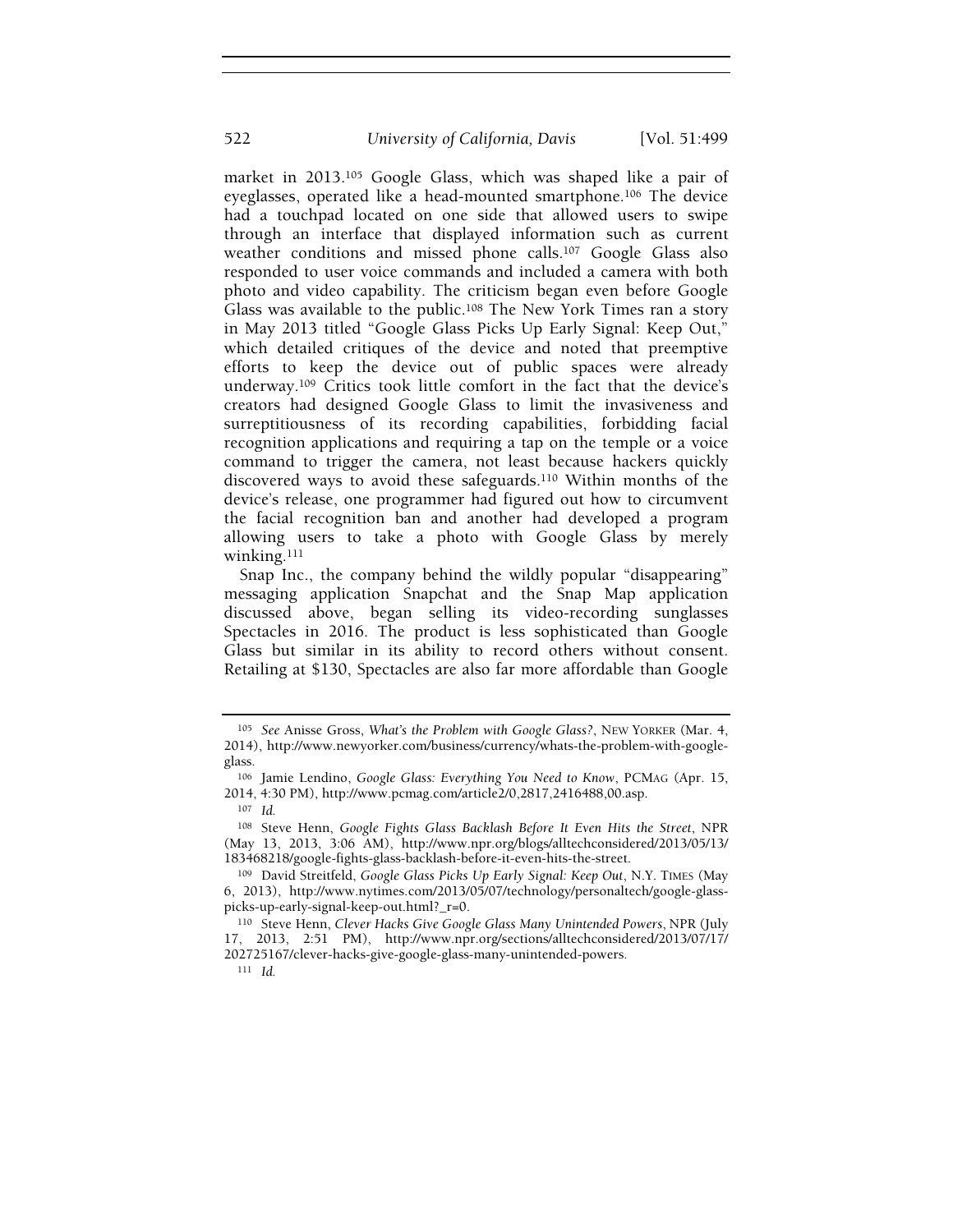market in 2013.[105] Google Glass, which was shaped like a pair of eyeglasses, operated like a head-mounted smartphone.[106] The device had a touchpad located on one side that allowed users to swipe through an interface that displayed information such as current weather conditions and missed phone calls.[107] Google Glass also responded to user voice commands and included a camera with both photo and video capability. The criticism began even before Google Glass was available to the public.[108] The New York Times ran a story in May 2013 titled "Google Glass Picks Up Early Signal: Keep Out," which detailed critiques of the device and noted that preemptive efforts to keep the device out of public spaces were already underway.[109] Critics took little comfort in the fact that the device's creators had designed Google Glass to limit the invasiveness and surreptitiousness of its recording capabilities, forbidding facial recognition applications and requiring a tap on the temple or a voice command to trigger the camera, not least because hackers quickly discovered ways to avoid these safeguards.[110] Within months of the device's release, one programmer had figured out how to circumvent the facial recognition ban and another had developed a program allowing users to take a photo with Google Glass by merely winking.[111]

Snap Inc., the company behind the wildly popular "disappearing" messaging application Snapchat and the Snap Map application discussed above, began selling its video-recording sunglasses Spectacles in 2016. The product is less sophisticated than Google Glass but similar in its ability to record others without consent. Retailing at $130, Spectacles are also far more affordable than Google

---

[105] *See* Anisse Gross, *What's the Problem with Google Glass?*, NEW YORKER (Mar. 4, 2014), http://www.newyorker.com/business/currency/whats-the-problem-with-google-glass.

[106] Jamie Lendino, *Google Glass: Everything You Need to Know*, PCMAG (Apr. 15, 2014, 4:30 PM), http://www.pcmag.com/article2/0,2817,2416488,00.asp.

[107] *Id.*

[108] Steve Henn, *Google Fights Glass Backlash Before It Even Hits the Street*, NPR (May 13, 2013, 3:06 AM), http://www.npr.org/blogs/alltechconsidered/2013/05/13/183468218/google-fights-glass-backlash-before-it-even-hits-the-street.

[109] David Streitfeld, *Google Glass Picks Up Early Signal: Keep Out*, N.Y. TIMES (May 6, 2013), http://www.nytimes.com/2013/05/07/technology/personaltech/google-glass-picks-up-early-signal-keep-out.html?_r=0.

[110] Steve Henn, *Clever Hacks Give Google Glass Many Unintended Powers*, NPR (July 17, 2013, 2:51 PM), http://www.npr.org/sections/alltechconsidered/2013/07/17/202725167/clever-hacks-give-google-glass-many-unintended-powers.

[111] *Id.*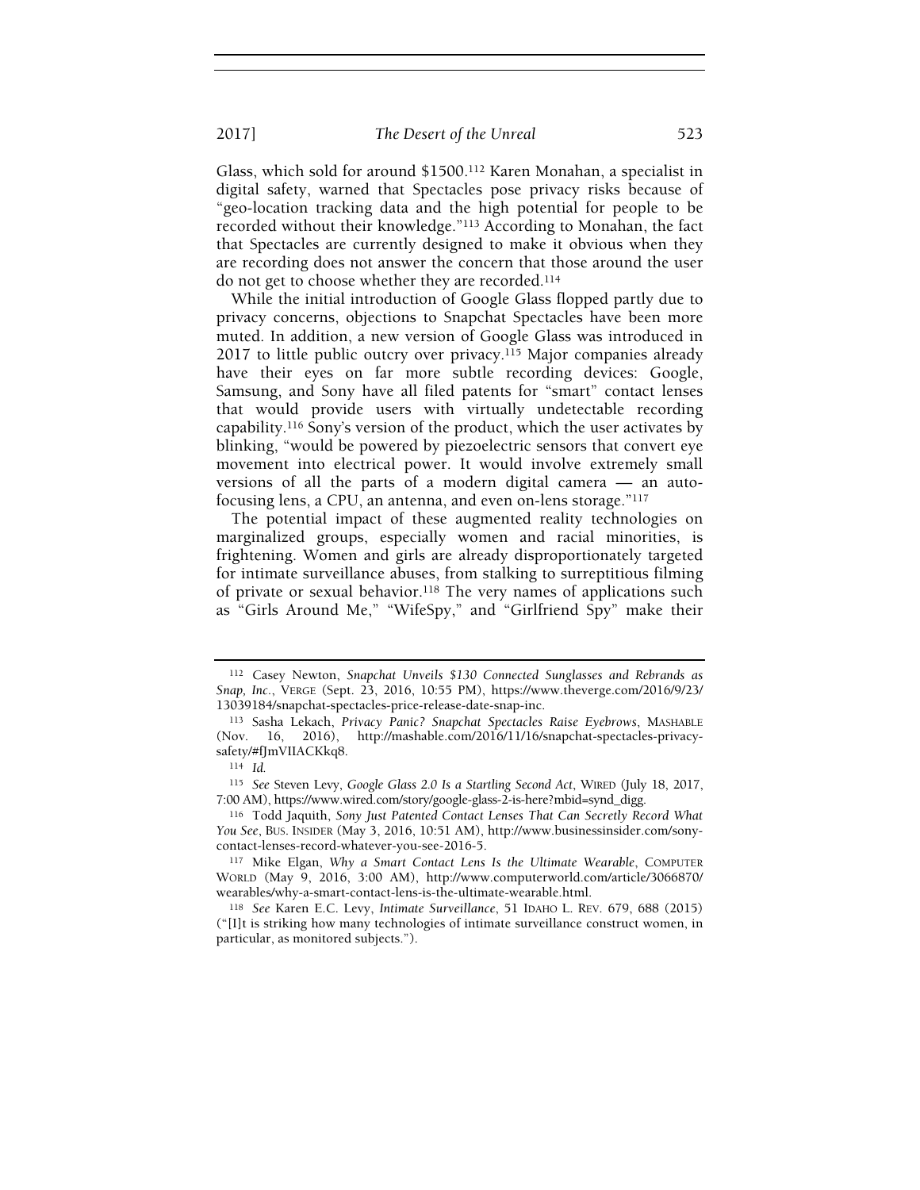Glass, which sold for around $1500.[112] Karen Monahan, a specialist in digital safety, warned that Spectacles pose privacy risks because of "geo-location tracking data and the high potential for people to be recorded without their knowledge."[113] According to Monahan, the fact that Spectacles are currently designed to make it obvious when they are recording does not answer the concern that those around the user do not get to choose whether they are recorded.[114]

While the initial introduction of Google Glass flopped partly due to privacy concerns, objections to Snapchat Spectacles have been more muted. In addition, a new version of Google Glass was introduced in 2017 to little public outcry over privacy.[115] Major companies already have their eyes on far more subtle recording devices: Google, Samsung, and Sony have all filed patents for "smart" contact lenses that would provide users with virtually undetectable recording capability.[116] Sony's version of the product, which the user activates by blinking, "would be powered by piezoelectric sensors that convert eye movement into electrical power. It would involve extremely small versions of all the parts of a modern digital camera — an auto-focusing lens, a CPU, an antenna, and even on-lens storage."[117]

The potential impact of these augmented reality technologies on marginalized groups, especially women and racial minorities, is frightening. Women and girls are already disproportionately targeted for intimate surveillance abuses, from stalking to surreptitious filming of private or sexual behavior.[118] The very names of applications such as "Girls Around Me," "WifeSpy," and "Girlfriend Spy" make their

---

[112] Casey Newton, *Snapchat Unveils $130 Connected Sunglasses and Rebrands as Snap, Inc.*, VERGE (Sept. 23, 2016, 10:55 PM), https://www.theverge.com/2016/9/23/13039184/snapchat-spectacles-price-release-date-snap-inc.

[113] Sasha Lekach, *Privacy Panic? Snapchat Spectacles Raise Eyebrows*, MASHABLE (Nov. 16, 2016), http://mashable.com/2016/11/16/snapchat-spectacles-privacy-safety/#fJmVIIACKkq8.

[114] *Id.*

[115] *See* Steven Levy, *Google Glass 2.0 Is a Startling Second Act*, WIRED (July 18, 2017, 7:00 AM), https://www.wired.com/story/google-glass-2-is-here?mbid=synd_digg.

[116] Todd Jaquith, *Sony Just Patented Contact Lenses That Can Secretly Record What You See*, BUS. INSIDER (May 3, 2016, 10:51 AM), http://www.businessinsider.com/sony-contact-lenses-record-whatever-you-see-2016-5.

[117] Mike Elgan, *Why a Smart Contact Lens Is the Ultimate Wearable*, COMPUTER WORLD (May 9, 2016, 3:00 AM), http://www.computerworld.com/article/3066870/wearables/why-a-smart-contact-lens-is-the-ultimate-wearable.html.

[118] *See* Karen E.C. Levy, *Intimate Surveillance*, 51 IDAHO L. REV. 679, 688 (2015) ("[I]t is striking how many technologies of intimate surveillance construct women, in particular, as monitored subjects.").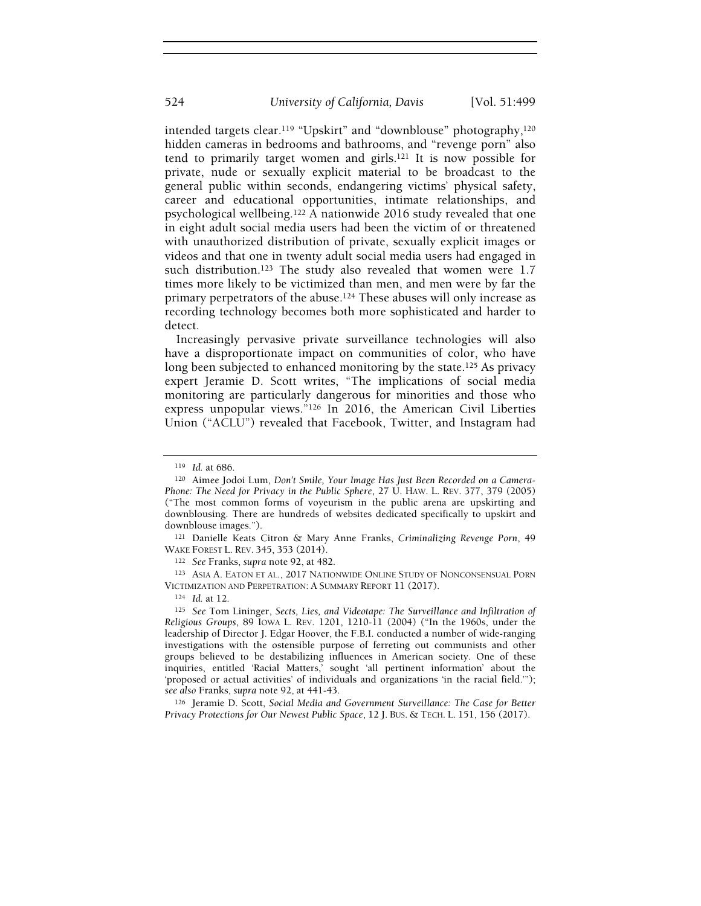intended targets clear.[119] "Upskirt" and "downblouse" photography,[120] hidden cameras in bedrooms and bathrooms, and "revenge porn" also tend to primarily target women and girls.[121] It is now possible for private, nude or sexually explicit material to be broadcast to the general public within seconds, endangering victims' physical safety, career and educational opportunities, intimate relationships, and psychological wellbeing.[122] A nationwide 2016 study revealed that one in eight adult social media users had been the victim of or threatened with unauthorized distribution of private, sexually explicit images or videos and that one in twenty adult social media users had engaged in such distribution.[123] The study also revealed that women were 1.7 times more likely to be victimized than men, and men were by far the primary perpetrators of the abuse.[124] These abuses will only increase as recording technology becomes both more sophisticated and harder to detect.

Increasingly pervasive private surveillance technologies will also have a disproportionate impact on communities of color, who have long been subjected to enhanced monitoring by the state.[125] As privacy expert Jeramie D. Scott writes, "The implications of social media monitoring are particularly dangerous for minorities and those who express unpopular views."[126] In 2016, the American Civil Liberties Union ("ACLU") revealed that Facebook, Twitter, and Instagram had

---

[119] *Id.* at 686.

[120] Aimee Jodoi Lum, *Don't Smile, Your Image Has Just Been Recorded on a Camera-Phone: The Need for Privacy in the Public Sphere*, 27 U. HAW. L. REV. 377, 379 (2005) ("The most common forms of voyeurism in the public arena are upskirting and downblousing. There are hundreds of websites dedicated specifically to upskirt and downblouse images.").

[121] Danielle Keats Citron & Mary Anne Franks, *Criminalizing Revenge Porn*, 49 WAKE FOREST L. REV. 345, 353 (2014).

[122] *See* Franks, *supra* note 92, at 482.

[123] ASIA A. EATON ET AL., 2017 NATIONWIDE ONLINE STUDY OF NONCONSENSUAL PORN VICTIMIZATION AND PERPETRATION: A SUMMARY REPORT 11 (2017).

[124] *Id.* at 12.

[125] *See* Tom Lininger, *Sects, Lies, and Videotape: The Surveillance and Infiltration of Religious Groups*, 89 IOWA L. REV. 1201, 1210-11 (2004) ("In the 1960s, under the leadership of Director J. Edgar Hoover, the F.B.I. conducted a number of wide-ranging investigations with the ostensible purpose of ferreting out communists and other groups believed to be destabilizing influences in American society. One of these inquiries, entitled 'Racial Matters,' sought 'all pertinent information' about the 'proposed or actual activities' of individuals and organizations 'in the racial field.'"); *see also* Franks, *supra* note 92, at 441-43.

[126] Jeramie D. Scott, *Social Media and Government Surveillance: The Case for Better Privacy Protections for Our Newest Public Space*, 12 J. BUS. & TECH. L. 151, 156 (2017).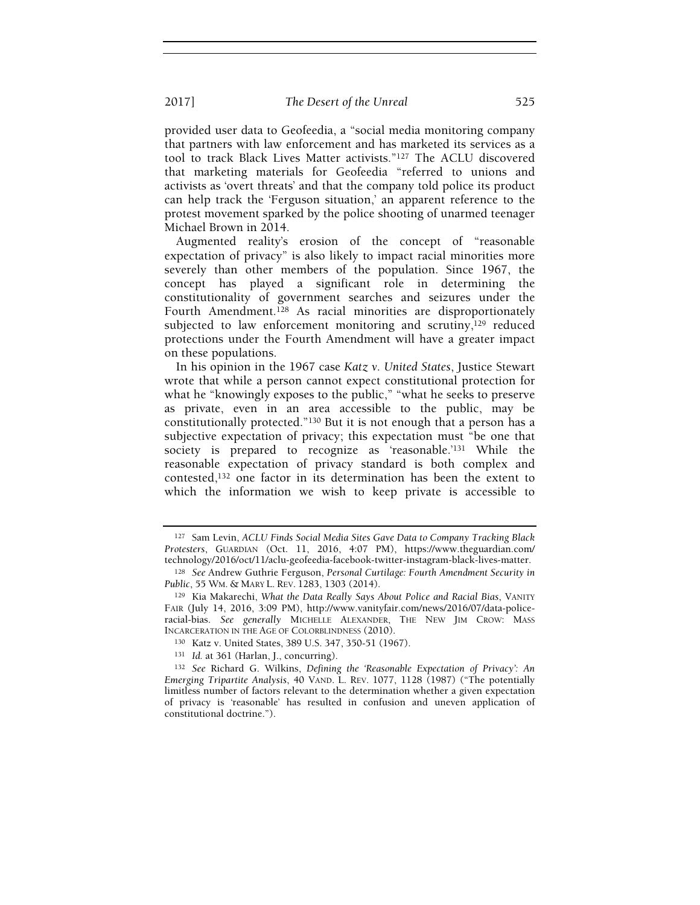provided user data to Geofeedia, a "social media monitoring company that partners with law enforcement and has marketed its services as a tool to track Black Lives Matter activists."[127] The ACLU discovered that marketing materials for Geofeedia "referred to unions and activists as 'overt threats' and that the company told police its product can help track the 'Ferguson situation,' an apparent reference to the protest movement sparked by the police shooting of unarmed teenager Michael Brown in 2014.

Augmented reality's erosion of the concept of "reasonable expectation of privacy" is also likely to impact racial minorities more severely than other members of the population. Since 1967, the concept has played a significant role in determining the constitutionality of government searches and seizures under the Fourth Amendment.[128] As racial minorities are disproportionately subjected to law enforcement monitoring and scrutiny,[129] reduced protections under the Fourth Amendment will have a greater impact on these populations.

In his opinion in the 1967 case *Katz v. United States*, Justice Stewart wrote that while a person cannot expect constitutional protection for what he "knowingly exposes to the public," "what he seeks to preserve as private, even in an area accessible to the public, may be constitutionally protected."[130] But it is not enough that a person has a subjective expectation of privacy; this expectation must "be one that society is prepared to recognize as 'reasonable.'[131] While the reasonable expectation of privacy standard is both complex and contested,[132] one factor in its determination has been the extent to which the information we wish to keep private is accessible to

---

[127] Sam Levin, *ACLU Finds Social Media Sites Gave Data to Company Tracking Black Protesters*, GUARDIAN (Oct. 11, 2016, 4:07 PM), https://www.theguardian.com/technology/2016/oct/11/aclu-geofeedia-facebook-twitter-instagram-black-lives-matter.

[128] *See* Andrew Guthrie Ferguson, *Personal Curtilage: Fourth Amendment Security in Public*, 55 WM. & MARY L. REV. 1283, 1303 (2014).

[129] Kia Makarechi, *What the Data Really Says About Police and Racial Bias*, VANITY FAIR (July 14, 2016, 3:09 PM), http://www.vanityfair.com/news/2016/07/data-police-racial-bias. *See generally* MICHELLE ALEXANDER, THE NEW JIM CROW: MASS INCARCERATION IN THE AGE OF COLORBLINDNESS (2010).

[130] Katz v. United States, 389 U.S. 347, 350-51 (1967).

[131] *Id.* at 361 (Harlan, J., concurring).

[132] *See* Richard G. Wilkins, *Defining the 'Reasonable Expectation of Privacy': An Emerging Tripartite Analysis*, 40 VAND. L. REV. 1077, 1128 (1987) ("The potentially limitless number of factors relevant to the determination whether a given expectation of privacy is 'reasonable' has resulted in confusion and uneven application of constitutional doctrine.").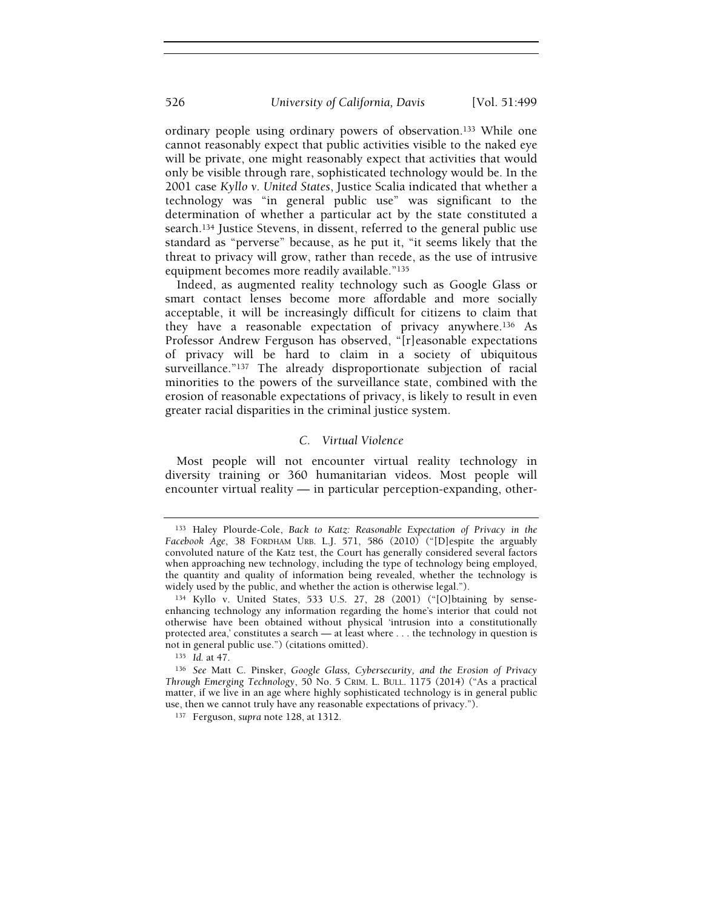ordinary people using ordinary powers of observation.[133] While one cannot reasonably expect that public activities visible to the naked eye will be private, one might reasonably expect that activities that would only be visible through rare, sophisticated technology would be. In the 2001 case *Kyllo v. United States*, Justice Scalia indicated that whether a technology was "in general public use" was significant to the determination of whether a particular act by the state constituted a search.[134] Justice Stevens, in dissent, referred to the general public use standard as "perverse" because, as he put it, "it seems likely that the threat to privacy will grow, rather than recede, as the use of intrusive equipment becomes more readily available."[135]

Indeed, as augmented reality technology such as Google Glass or smart contact lenses become more affordable and more socially acceptable, it will be increasingly difficult for citizens to claim that they have a reasonable expectation of privacy anywhere.[136] As Professor Andrew Ferguson has observed, "[r]easonable expectations of privacy will be hard to claim in a society of ubiquitous surveillance."[137] The already disproportionate subjection of racial minorities to the powers of the surveillance state, combined with the erosion of reasonable expectations of privacy, is likely to result in even greater racial disparities in the criminal justice system.

### *C. Virtual Violence*

Most people will not encounter virtual reality technology in diversity training or 360 humanitarian videos. Most people will encounter virtual reality — in particular perception-expanding, other-

---

[133] Haley Plourde-Cole, *Back to Katz: Reasonable Expectation of Privacy in the Facebook Age*, 38 FORDHAM URB. L.J. 571, 586 (2010) ("[D]espite the arguably convoluted nature of the Katz test, the Court has generally considered several factors when approaching new technology, including the type of technology being employed, the quantity and quality of information being revealed, whether the technology is widely used by the public, and whether the action is otherwise legal.").

[134] Kyllo v. United States, 533 U.S. 27, 28 (2001) ("[O]btaining by sense-enhancing technology any information regarding the home's interior that could not otherwise have been obtained without physical 'intrusion into a constitutionally protected area,' constitutes a search — at least where . . . the technology in question is not in general public use.") (citations omitted).

[135] *Id.* at 47.

[136] *See* Matt C. Pinsker, *Google Glass, Cybersecurity, and the Erosion of Privacy Through Emerging Technology*, 50 No. 5 CRIM. L. BULL. 1175 (2014) ("As a practical matter, if we live in an age where highly sophisticated technology is in general public use, then we cannot truly have any reasonable expectations of privacy.").

[137] Ferguson, *supra* note 128, at 1312.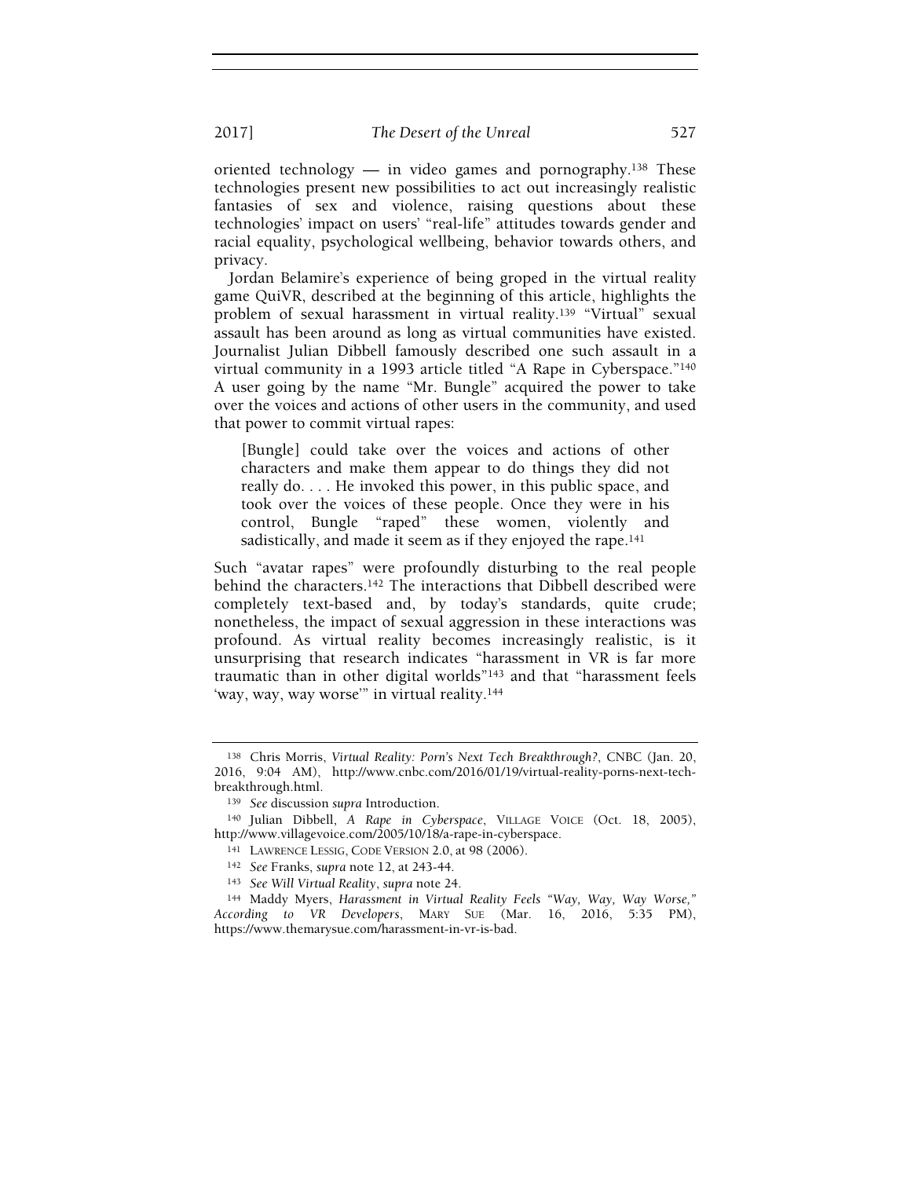oriented technology — in video games and pornography.[138] These technologies present new possibilities to act out increasingly realistic fantasies of sex and violence, raising questions about these technologies' impact on users' "real-life" attitudes towards gender and racial equality, psychological wellbeing, behavior towards others, and privacy.

Jordan Belamire's experience of being groped in the virtual reality game QuiVR, described at the beginning of this article, highlights the problem of sexual harassment in virtual reality.[139] "Virtual" sexual assault has been around as long as virtual communities have existed. Journalist Julian Dibbell famously described one such assault in a virtual community in a 1993 article titled "A Rape in Cyberspace."[140] A user going by the name "Mr. Bungle" acquired the power to take over the voices and actions of other users in the community, and used that power to commit virtual rapes:

> [Bungle] could take over the voices and actions of other characters and make them appear to do things they did not really do. . . . He invoked this power, in this public space, and took over the voices of these people. Once they were in his control, Bungle "raped" these women, violently and sadistically, and made it seem as if they enjoyed the rape.[141]

Such "avatar rapes" were profoundly disturbing to the real people behind the characters.[142] The interactions that Dibbell described were completely text-based and, by today's standards, quite crude; nonetheless, the impact of sexual aggression in these interactions was profound. As virtual reality becomes increasingly realistic, is it unsurprising that research indicates "harassment in VR is far more traumatic than in other digital worlds"[143] and that "harassment feels 'way, way, way worse'" in virtual reality.[144]

---

[138] Chris Morris, *Virtual Reality: Porn's Next Tech Breakthrough?*, CNBC (Jan. 20, 2016, 9:04 AM), http://www.cnbc.com/2016/01/19/virtual-reality-porns-next-tech-breakthrough.html.

[139] *See* discussion *supra* Introduction.

[140] Julian Dibbell, *A Rape in Cyberspace*, VILLAGE VOICE (Oct. 18, 2005), http://www.villagevoice.com/2005/10/18/a-rape-in-cyberspace.

[141] LAWRENCE LESSIG, CODE VERSION 2.0, at 98 (2006).

[142] *See* Franks, *supra* note 12, at 243-44.

[143] *See Will Virtual Reality*, *supra* note 24.

[144] Maddy Myers, *Harassment in Virtual Reality Feels "Way, Way, Way Worse," According to VR Developers*, MARY SUE (Mar. 16, 2016, 5:35 PM), https://www.themarysue.com/harassment-in-vr-is-bad.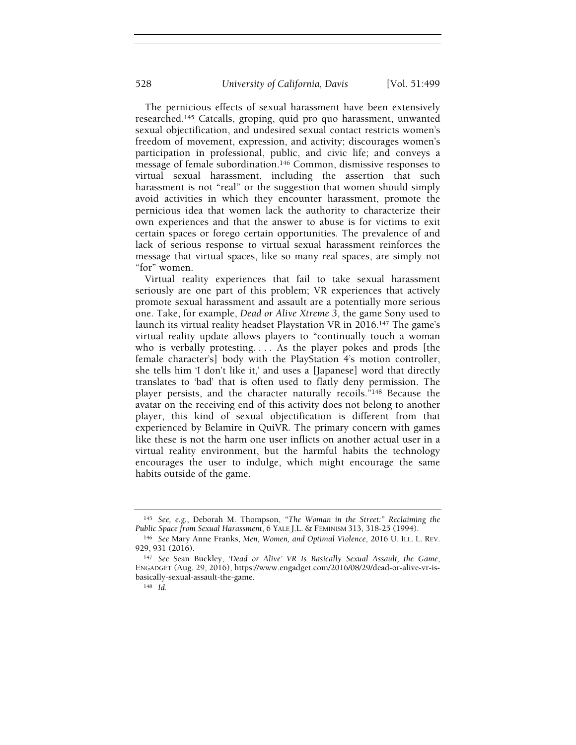The pernicious effects of sexual harassment have been extensively researched.[145] Catcalls, groping, quid pro quo harassment, unwanted sexual objectification, and undesired sexual contact restricts women's freedom of movement, expression, and activity; discourages women's participation in professional, public, and civic life; and conveys a message of female subordination.[146] Common, dismissive responses to virtual sexual harassment, including the assertion that such harassment is not "real" or the suggestion that women should simply avoid activities in which they encounter harassment, promote the pernicious idea that women lack the authority to characterize their own experiences and that the answer to abuse is for victims to exit certain spaces or forego certain opportunities. The prevalence of and lack of serious response to virtual sexual harassment reinforces the message that virtual spaces, like so many real spaces, are simply not "for" women.

Virtual reality experiences that fail to take sexual harassment seriously are one part of this problem; VR experiences that actively promote sexual harassment and assault are a potentially more serious one. Take, for example, *Dead or Alive Xtreme 3*, the game Sony used to launch its virtual reality headset Playstation VR in 2016.[147] The game's virtual reality update allows players to "continually touch a woman who is verbally protesting. . . . As the player pokes and prods [the female character's] body with the PlayStation 4's motion controller, she tells him 'I don't like it,' and uses a [Japanese] word that directly translates to 'bad' that is often used to flatly deny permission. The player persists, and the character naturally recoils."[148] Because the avatar on the receiving end of this activity does not belong to another player, this kind of sexual objectification is different from that experienced by Belamire in QuiVR. The primary concern with games like these is not the harm one user inflicts on another actual user in a virtual reality environment, but the harmful habits the technology encourages the user to indulge, which might encourage the same habits outside of the game.

---

[145] *See, e.g.*, Deborah M. Thompson, *"The Woman in the Street:" Reclaiming the Public Space from Sexual Harassment*, 6 YALE J.L. & FEMINISM 313, 318-25 (1994).

[146] *See* Mary Anne Franks, *Men, Women, and Optimal Violence*, 2016 U. ILL. L. REV. 929, 931 (2016).

[147] *See* Sean Buckley, *'Dead or Alive' VR Is Basically Sexual Assault, the Game*, ENGADGET (Aug. 29, 2016), https://www.engadget.com/2016/08/29/dead-or-alive-vr-is-basically-sexual-assault-the-game.

[148] *Id.*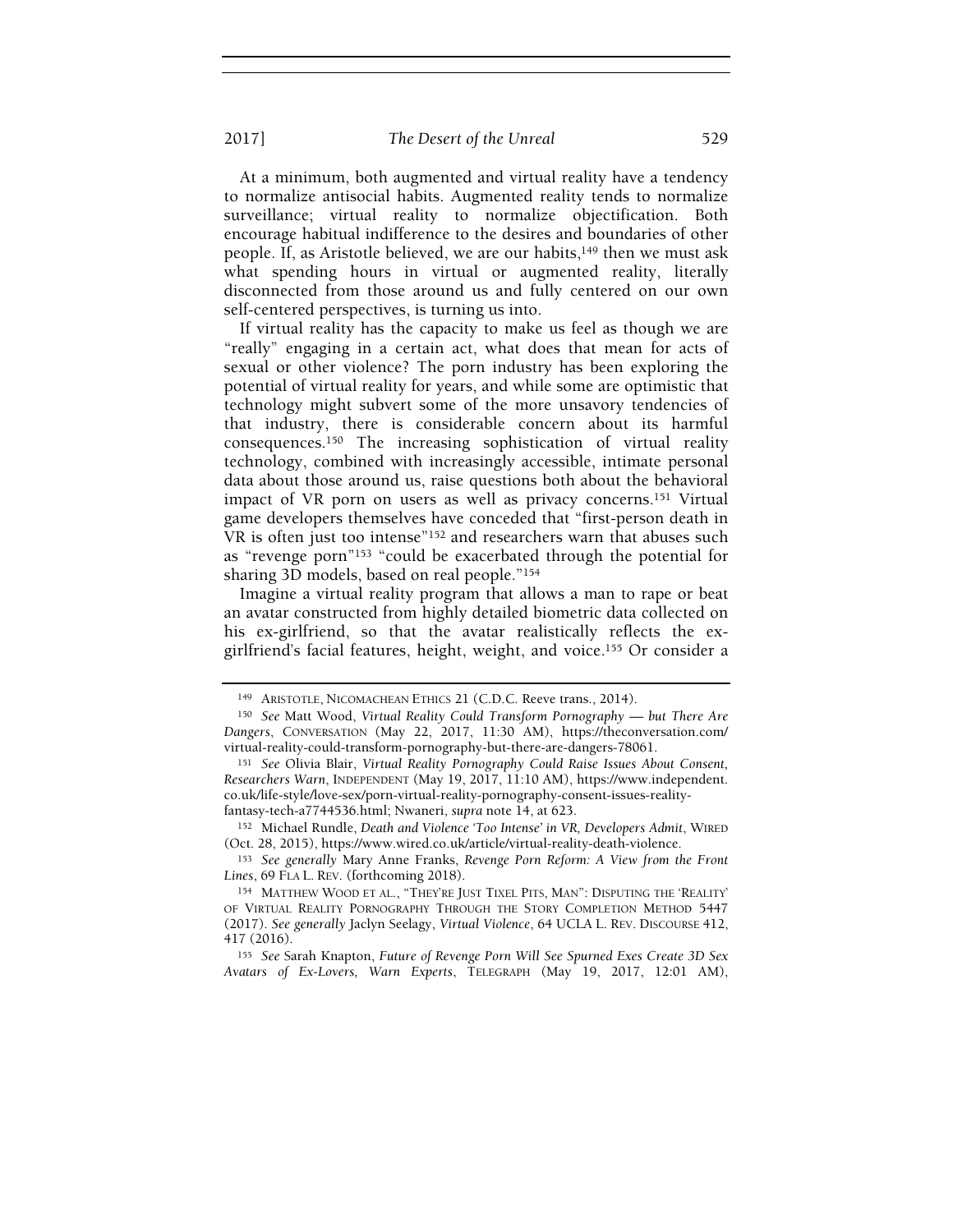At a minimum, both augmented and virtual reality have a tendency to normalize antisocial habits. Augmented reality tends to normalize surveillance; virtual reality to normalize objectification. Both encourage habitual indifference to the desires and boundaries of other people. If, as Aristotle believed, we are our habits,[149] then we must ask what spending hours in virtual or augmented reality, literally disconnected from those around us and fully centered on our own self-centered perspectives, is turning us into.

If virtual reality has the capacity to make us feel as though we are "really" engaging in a certain act, what does that mean for acts of sexual or other violence? The porn industry has been exploring the potential of virtual reality for years, and while some are optimistic that technology might subvert some of the more unsavory tendencies of that industry, there is considerable concern about its harmful consequences.[150] The increasing sophistication of virtual reality technology, combined with increasingly accessible, intimate personal data about those around us, raise questions both about the behavioral impact of VR porn on users as well as privacy concerns.[151] Virtual game developers themselves have conceded that "first-person death in VR is often just too intense"[152] and researchers warn that abuses such as "revenge porn"[153] "could be exacerbated through the potential for sharing 3D models, based on real people."[154]

Imagine a virtual reality program that allows a man to rape or beat an avatar constructed from highly detailed biometric data collected on his ex-girlfriend, so that the avatar realistically reflects the ex-girlfriend's facial features, height, weight, and voice.[155] Or consider a

---

[149] ARISTOTLE, NICOMACHEAN ETHICS 21 (C.D.C. Reeve trans., 2014).

[150] *See* Matt Wood, *Virtual Reality Could Transform Pornography — but There Are Dangers*, CONVERSATION (May 22, 2017, 11:30 AM), https://theconversation.com/virtual-reality-could-transform-pornography-but-there-are-dangers-78061.

[151] *See* Olivia Blair, *Virtual Reality Pornography Could Raise Issues About Consent, Researchers Warn*, INDEPENDENT (May 19, 2017, 11:10 AM), https://www.independent.co.uk/life-style/love-sex/porn-virtual-reality-pornography-consent-issues-reality-fantasy-tech-a7744536.html; Nwaneri, *supra* note 14, at 623.

[152] Michael Rundle, *Death and Violence 'Too Intense' in VR, Developers Admit*, WIRED (Oct. 28, 2015), https://www.wired.co.uk/article/virtual-reality-death-violence.

[153] *See generally* Mary Anne Franks, *Revenge Porn Reform: A View from the Front Lines*, 69 FLA L. REV. (forthcoming 2018).

[154] MATTHEW WOOD ET AL., "THEY'RE JUST TIXEL PITS, MAN": DISPUTING THE 'REALITY' OF VIRTUAL REALITY PORNOGRAPHY THROUGH THE STORY COMPLETION METHOD 5447 (2017). *See generally* Jaclyn Seelagy, *Virtual Violence*, 64 UCLA L. REV. DISCOURSE 412, 417 (2016).

[155] *See* Sarah Knapton, *Future of Revenge Porn Will See Spurned Exes Create 3D Sex Avatars of Ex-Lovers, Warn Experts*, TELEGRAPH (May 19, 2017, 12:01 AM),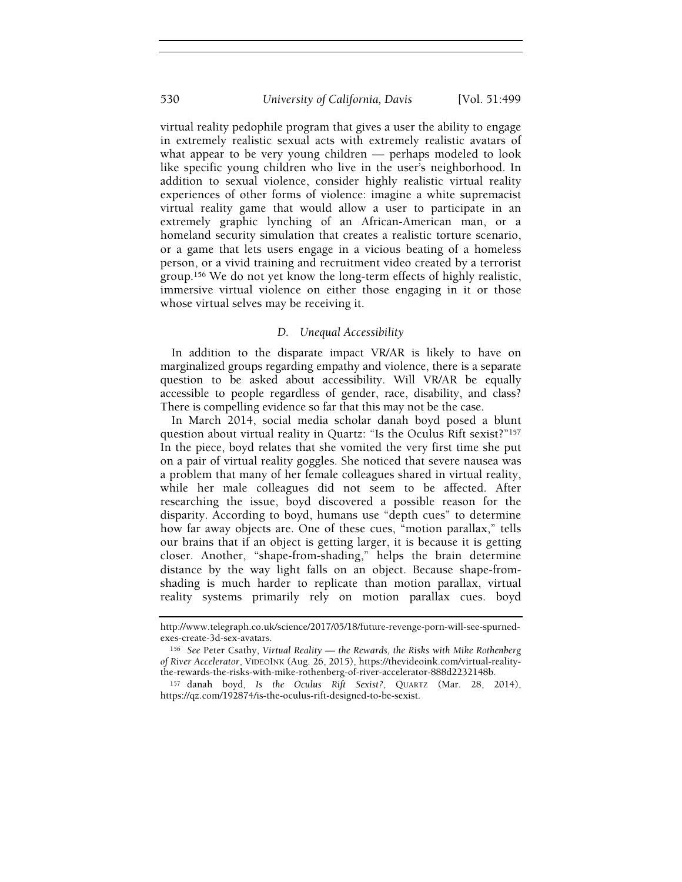virtual reality pedophile program that gives a user the ability to engage in extremely realistic sexual acts with extremely realistic avatars of what appear to be very young children — perhaps modeled to look like specific young children who live in the user's neighborhood. In addition to sexual violence, consider highly realistic virtual reality experiences of other forms of violence: imagine a white supremacist virtual reality game that would allow a user to participate in an extremely graphic lynching of an African-American man, or a homeland security simulation that creates a realistic torture scenario, or a game that lets users engage in a vicious beating of a homeless person, or a vivid training and recruitment video created by a terrorist group.[156] We do not yet know the long-term effects of highly realistic, immersive virtual violence on either those engaging in it or those whose virtual selves may be receiving it.

### *D. Unequal Accessibility*

In addition to the disparate impact VR/AR is likely to have on marginalized groups regarding empathy and violence, there is a separate question to be asked about accessibility. Will VR/AR be equally accessible to people regardless of gender, race, disability, and class? There is compelling evidence so far that this may not be the case.

In March 2014, social media scholar danah boyd posed a blunt question about virtual reality in Quartz: "Is the Oculus Rift sexist?"[157] In the piece, boyd relates that she vomited the very first time she put on a pair of virtual reality goggles. She noticed that severe nausea was a problem that many of her female colleagues shared in virtual reality, while her male colleagues did not seem to be affected. After researching the issue, boyd discovered a possible reason for the disparity. According to boyd, humans use "depth cues" to determine how far away objects are. One of these cues, "motion parallax," tells our brains that if an object is getting larger, it is because it is getting closer. Another, "shape-from-shading," helps the brain determine distance by the way light falls on an object. Because shape-from-shading is much harder to replicate than motion parallax, virtual reality systems primarily rely on motion parallax cues. boyd

---

http://www.telegraph.co.uk/science/2017/05/18/future-revenge-porn-will-see-spurned-exes-create-3d-sex-avatars.

[156] *See* Peter Csathy, *Virtual Reality — the Rewards, the Risks with Mike Rothenberg of River Accelerator*, VIDEOINK (Aug. 26, 2015), https://thevideoink.com/virtual-reality-the-rewards-the-risks-with-mike-rothenberg-of-river-accelerator-888d2232148b.

[157] danah boyd, *Is the Oculus Rift Sexist?*, QUARTZ (Mar. 28, 2014), https://qz.com/192874/is-the-oculus-rift-designed-to-be-sexist.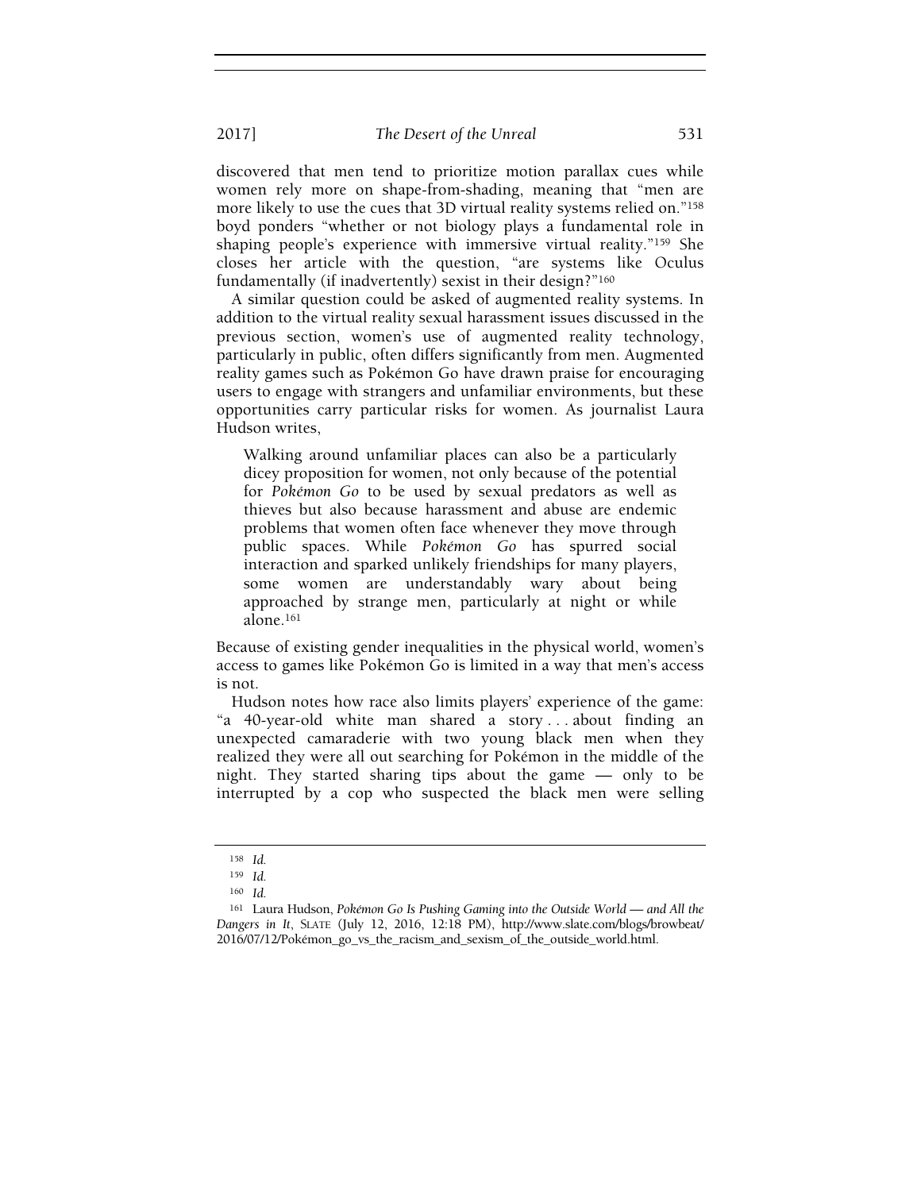discovered that men tend to prioritize motion parallax cues while women rely more on shape-from-shading, meaning that "men are more likely to use the cues that 3D virtual reality systems relied on."[158] boyd ponders "whether or not biology plays a fundamental role in shaping people's experience with immersive virtual reality."[159] She closes her article with the question, "are systems like Oculus fundamentally (if inadvertently) sexist in their design?"[160]

A similar question could be asked of augmented reality systems. In addition to the virtual reality sexual harassment issues discussed in the previous section, women's use of augmented reality technology, particularly in public, often differs significantly from men. Augmented reality games such as Pokémon Go have drawn praise for encouraging users to engage with strangers and unfamiliar environments, but these opportunities carry particular risks for women. As journalist Laura Hudson writes,

> Walking around unfamiliar places can also be a particularly dicey proposition for women, not only because of the potential for *Pokémon Go* to be used by sexual predators as well as thieves but also because harassment and abuse are endemic problems that women often face whenever they move through public spaces. While *Pokémon Go* has spurred social interaction and sparked unlikely friendships for many players, some women are understandably wary about being approached by strange men, particularly at night or while alone.[161]

Because of existing gender inequalities in the physical world, women's access to games like Pokémon Go is limited in a way that men's access is not.

Hudson notes how race also limits players' experience of the game: "a 40-year-old white man shared a story . . . about finding an unexpected camaraderie with two young black men when they realized they were all out searching for Pokémon in the middle of the night. They started sharing tips about the game — only to be interrupted by a cop who suspected the black men were selling

---

158 *Id.*

159 *Id.*

160 *Id.*

161 Laura Hudson, *Pokémon Go Is Pushing Gaming into the Outside World — and All the Dangers in It*, SLATE (July 12, 2016, 12:18 PM), http://www.slate.com/blogs/browbeat/2016/07/12/Pokémon_go_vs_the_racism_and_sexism_of_the_outside_world.html.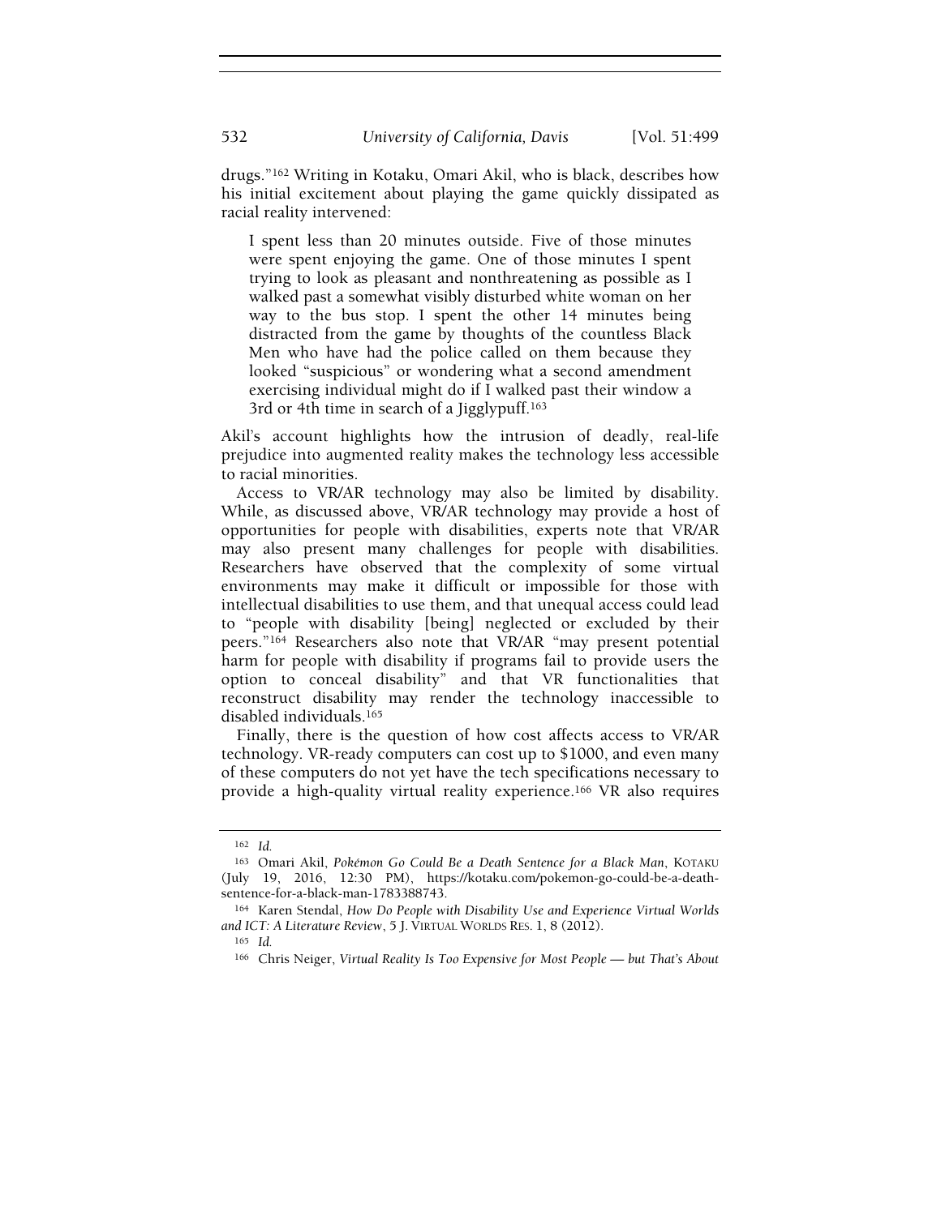drugs."[162] Writing in Kotaku, Omari Akil, who is black, describes how his initial excitement about playing the game quickly dissipated as racial reality intervened:

> I spent less than 20 minutes outside. Five of those minutes were spent enjoying the game. One of those minutes I spent trying to look as pleasant and nonthreatening as possible as I walked past a somewhat visibly disturbed white woman on her way to the bus stop. I spent the other 14 minutes being distracted from the game by thoughts of the countless Black Men who have had the police called on them because they looked "suspicious" or wondering what a second amendment exercising individual might do if I walked past their window a 3rd or 4th time in search of a Jigglypuff.[163]

Akil's account highlights how the intrusion of deadly, real-life prejudice into augmented reality makes the technology less accessible to racial minorities.

Access to VR/AR technology may also be limited by disability. While, as discussed above, VR/AR technology may provide a host of opportunities for people with disabilities, experts note that VR/AR may also present many challenges for people with disabilities. Researchers have observed that the complexity of some virtual environments may make it difficult or impossible for those with intellectual disabilities to use them, and that unequal access could lead to "people with disability [being] neglected or excluded by their peers."[164] Researchers also note that VR/AR "may present potential harm for people with disability if programs fail to provide users the option to conceal disability" and that VR functionalities that reconstruct disability may render the technology inaccessible to disabled individuals.[165]

Finally, there is the question of how cost affects access to VR/AR technology. VR-ready computers can cost up to $1000, and even many of these computers do not yet have the tech specifications necessary to provide a high-quality virtual reality experience.[166] VR also requires

---

[162] *Id.*

[163] Omari Akil, *Pokémon Go Could Be a Death Sentence for a Black Man*, KOTAKU (July 19, 2016, 12:30 PM), https://kotaku.com/pokemon-go-could-be-a-death-sentence-for-a-black-man-1783388743.

[164] Karen Stendal, *How Do People with Disability Use and Experience Virtual Worlds and ICT: A Literature Review*, 5 J. VIRTUAL WORLDS RES. 1, 8 (2012).

[165] *Id.*

[166] Chris Neiger, *Virtual Reality Is Too Expensive for Most People — but That's About*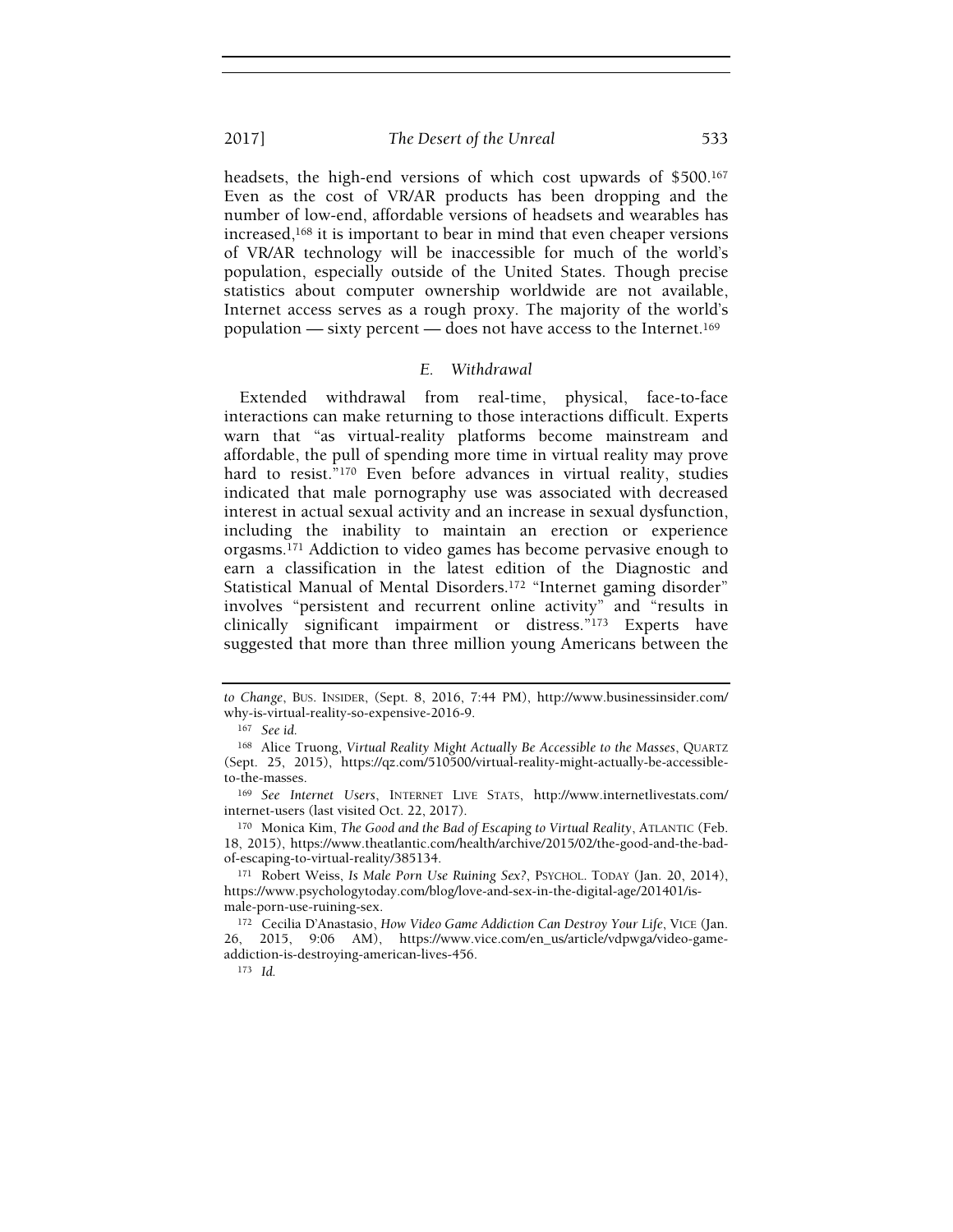headsets, the high-end versions of which cost upwards of $500.[167] Even as the cost of VR/AR products has been dropping and the number of low-end, affordable versions of headsets and wearables has increased,[168] it is important to bear in mind that even cheaper versions of VR/AR technology will be inaccessible for much of the world's population, especially outside of the United States. Though precise statistics about computer ownership worldwide are not available, Internet access serves as a rough proxy. The majority of the world's population — sixty percent — does not have access to the Internet.[169]

### *E. Withdrawal*

Extended withdrawal from real-time, physical, face-to-face interactions can make returning to those interactions difficult. Experts warn that "as virtual-reality platforms become mainstream and affordable, the pull of spending more time in virtual reality may prove hard to resist."[170] Even before advances in virtual reality, studies indicated that male pornography use was associated with decreased interest in actual sexual activity and an increase in sexual dysfunction, including the inability to maintain an erection or experience orgasms.[171] Addiction to video games has become pervasive enough to earn a classification in the latest edition of the Diagnostic and Statistical Manual of Mental Disorders.[172] "Internet gaming disorder" involves "persistent and recurrent online activity" and "results in clinically significant impairment or distress."[173] Experts have suggested that more than three million young Americans between the

---

*to Change*, BUS. INSIDER, (Sept. 8, 2016, 7:44 PM), http://www.businessinsider.com/why-is-virtual-reality-so-expensive-2016-9.

[167] *See id.*

[168] Alice Truong, *Virtual Reality Might Actually Be Accessible to the Masses*, QUARTZ (Sept. 25, 2015), https://qz.com/510500/virtual-reality-might-actually-be-accessible-to-the-masses.

[169] *See Internet Users*, INTERNET LIVE STATS, http://www.internetlivestats.com/internet-users (last visited Oct. 22, 2017).

[170] Monica Kim, *The Good and the Bad of Escaping to Virtual Reality*, ATLANTIC (Feb. 18, 2015), https://www.theatlantic.com/health/archive/2015/02/the-good-and-the-bad-of-escaping-to-virtual-reality/385134.

[171] Robert Weiss, *Is Male Porn Use Ruining Sex?*, PSYCHOL. TODAY (Jan. 20, 2014), https://www.psychologytoday.com/blog/love-and-sex-in-the-digital-age/201401/is-male-porn-use-ruining-sex.

[172] Cecilia D'Anastasio, *How Video Game Addiction Can Destroy Your Life*, VICE (Jan. 26, 2015, 9:06 AM), https://www.vice.com/en_us/article/vdpwga/video-game-addiction-is-destroying-american-lives-456.

[173] *Id.*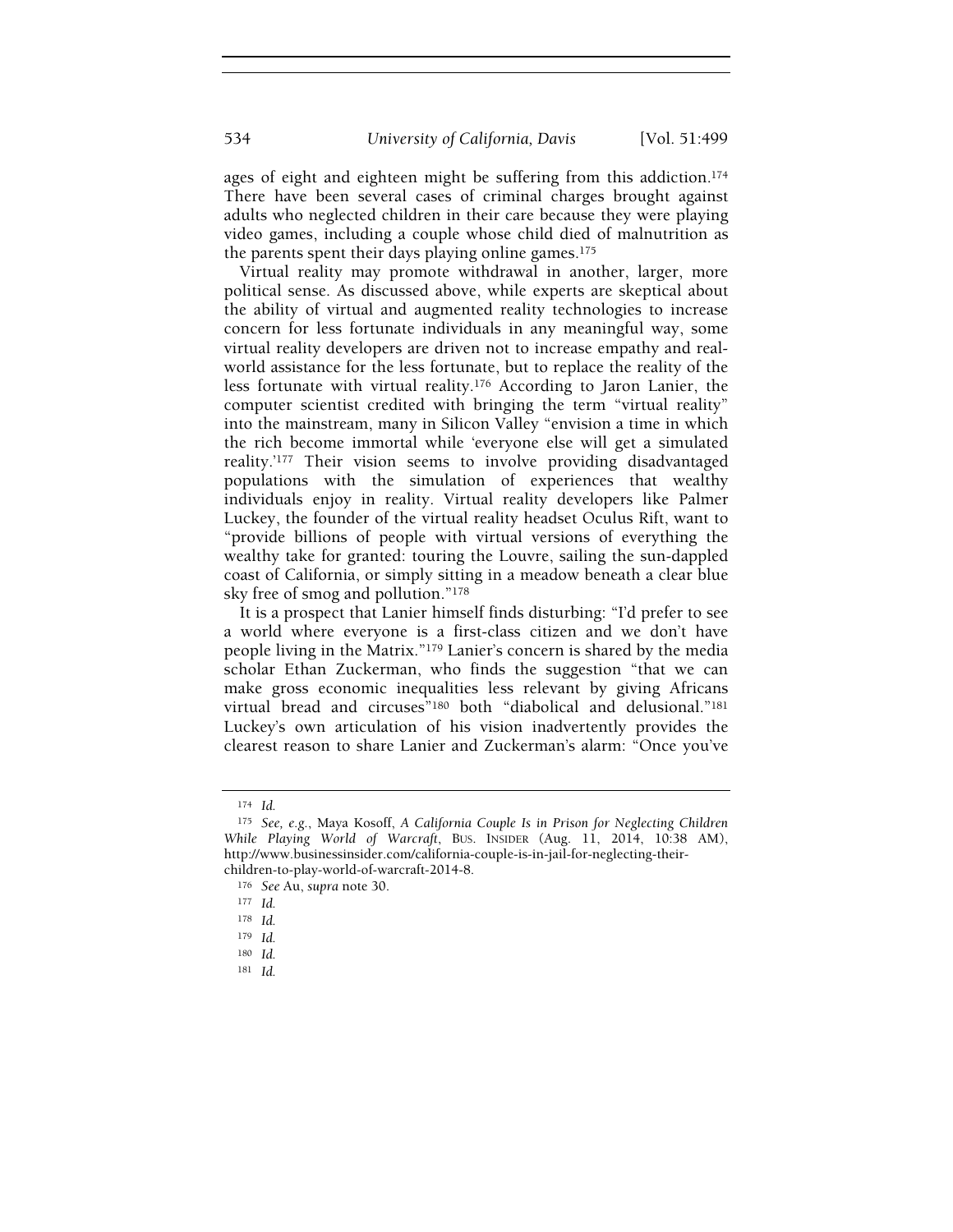ages of eight and eighteen might be suffering from this addiction.[174] There have been several cases of criminal charges brought against adults who neglected children in their care because they were playing video games, including a couple whose child died of malnutrition as the parents spent their days playing online games.[175]

Virtual reality may promote withdrawal in another, larger, more political sense. As discussed above, while experts are skeptical about the ability of virtual and augmented reality technologies to increase concern for less fortunate individuals in any meaningful way, some virtual reality developers are driven not to increase empathy and real-world assistance for the less fortunate, but to replace the reality of the less fortunate with virtual reality.[176] According to Jaron Lanier, the computer scientist credited with bringing the term "virtual reality" into the mainstream, many in Silicon Valley "envision a time in which the rich become immortal while 'everyone else will get a simulated reality.'[177] Their vision seems to involve providing disadvantaged populations with the simulation of experiences that wealthy individuals enjoy in reality. Virtual reality developers like Palmer Luckey, the founder of the virtual reality headset Oculus Rift, want to "provide billions of people with virtual versions of everything the wealthy take for granted: touring the Louvre, sailing the sun-dappled coast of California, or simply sitting in a meadow beneath a clear blue sky free of smog and pollution."[178]

It is a prospect that Lanier himself finds disturbing: "I'd prefer to see a world where everyone is a first-class citizen and we don't have people living in the Matrix."[179] Lanier's concern is shared by the media scholar Ethan Zuckerman, who finds the suggestion "that we can make gross economic inequalities less relevant by giving Africans virtual bread and circuses"[180] both "diabolical and delusional."[181] Luckey's own articulation of his vision inadvertently provides the clearest reason to share Lanier and Zuckerman's alarm: "Once you've

---

[174] *Id.*

[175] *See, e.g.*, Maya Kosoff, *A California Couple Is in Prison for Neglecting Children While Playing World of Warcraft*, BUS. INSIDER (Aug. 11, 2014, 10:38 AM), http://www.businessinsider.com/california-couple-is-in-jail-for-neglecting-their-children-to-play-world-of-warcraft-2014-8.

[176] *See* Au, *supra* note 30.

[177] *Id.*

[178] *Id.*

[179] *Id.*

[180] *Id.*

[181] *Id.*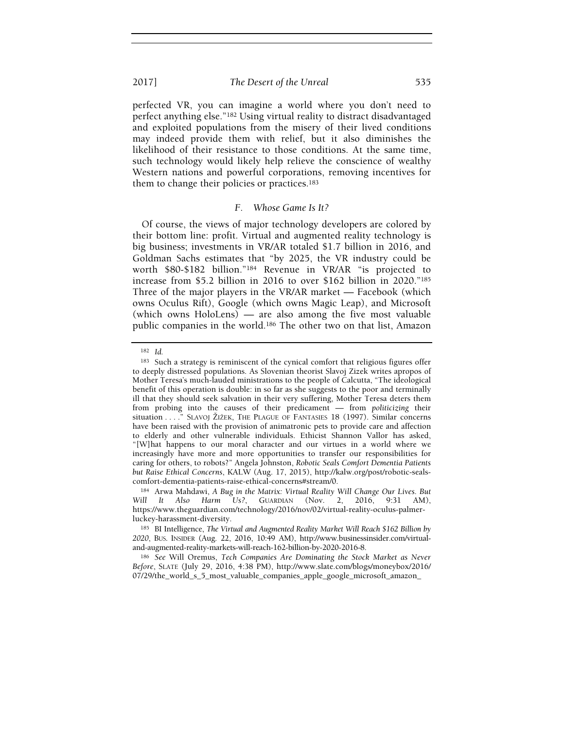perfected VR, you can imagine a world where you don't need to perfect anything else."[182] Using virtual reality to distract disadvantaged and exploited populations from the misery of their lived conditions may indeed provide them with relief, but it also diminishes the likelihood of their resistance to those conditions. At the same time, such technology would likely help relieve the conscience of wealthy Western nations and powerful corporations, removing incentives for them to change their policies or practices.[183]

### *F. Whose Game Is It?*

Of course, the views of major technology developers are colored by their bottom line: profit. Virtual and augmented reality technology is big business; investments in VR/AR totaled $1.7 billion in 2016, and Goldman Sachs estimates that "by 2025, the VR industry could be worth $80-$182 billion."[184] Revenue in VR/AR "is projected to increase from $5.2 billion in 2016 to over $162 billion in 2020."[185] Three of the major players in the VR/AR market — Facebook (which owns Oculus Rift), Google (which owns Magic Leap), and Microsoft (which owns HoloLens) — are also among the five most valuable public companies in the world.[186] The other two on that list, Amazon

---

[182] *Id.*

[183] Such a strategy is reminiscent of the cynical comfort that religious figures offer to deeply distressed populations. As Slovenian theorist Slavoj Zizek writes apropos of Mother Teresa's much-lauded ministrations to the people of Calcutta, "The ideological benefit of this operation is double: in so far as she suggests to the poor and terminally ill that they should seek salvation in their very suffering, Mother Teresa deters them from probing into the causes of their predicament — from *politicizing* their situation . . . ." SLAVOJ ŽIŽEK, THE PLAGUE OF FANTASIES 18 (1997). Similar concerns have been raised with the provision of animatronic pets to provide care and affection to elderly and other vulnerable individuals. Ethicist Shannon Vallor has asked, "[W]hat happens to our moral character and our virtues in a world where we increasingly have more and more opportunities to transfer our responsibilities for caring for others, to robots?" Angela Johnston, *Robotic Seals Comfort Dementia Patients but Raise Ethical Concerns*, KALW (Aug. 17, 2015), http://kalw.org/post/robotic-seals-comfort-dementia-patients-raise-ethical-concerns#stream/0.

[184] Arwa Mahdawi, *A Bug in the Matrix: Virtual Reality Will Change Our Lives. But Will It Also Harm Us?*, GUARDIAN (Nov. 2, 2016, 9:31 AM), https://www.theguardian.com/technology/2016/nov/02/virtual-reality-oculus-palmer-luckey-harassment-diversity.

[185] BI Intelligence, *The Virtual and Augmented Reality Market Will Reach $162 Billion by 2020*, BUS. INSIDER (Aug. 22, 2016, 10:49 AM), http://www.businessinsider.com/virtual-and-augmented-reality-markets-will-reach-162-billion-by-2020-2016-8.

[186] *See* Will Oremus, *Tech Companies Are Dominating the Stock Market as Never Before*, SLATE (July 29, 2016, 4:38 PM), http://www.slate.com/blogs/moneybox/2016/07/29/the_world_s_5_most_valuable_companies_apple_google_microsoft_amazon_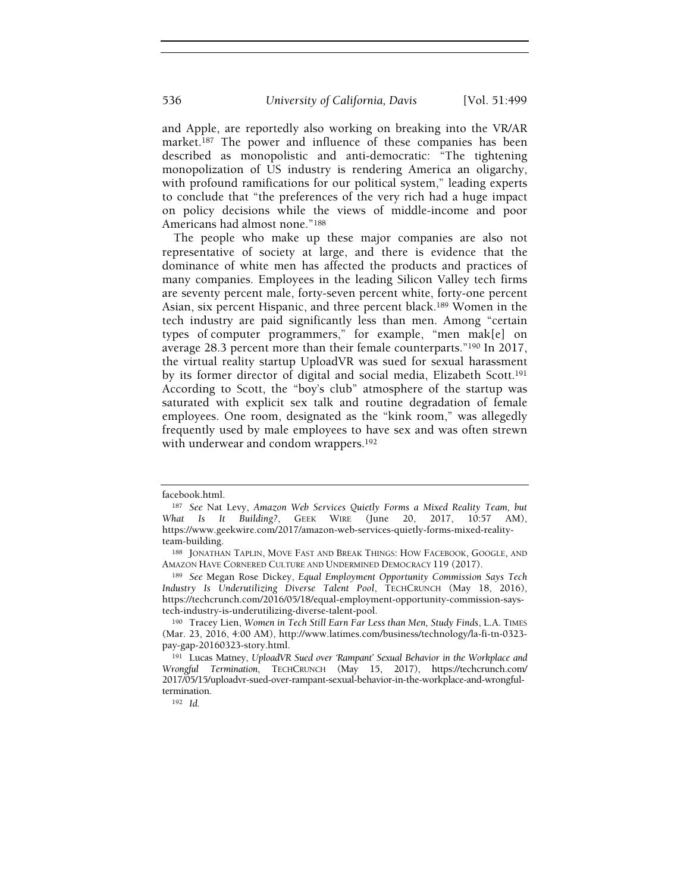and Apple, are reportedly also working on breaking into the VR/AR market.[187] The power and influence of these companies has been described as monopolistic and anti-democratic: "The tightening monopolization of US industry is rendering America an oligarchy, with profound ramifications for our political system," leading experts to conclude that "the preferences of the very rich had a huge impact on policy decisions while the views of middle-income and poor Americans had almost none."[188]

The people who make up these major companies are also not representative of society at large, and there is evidence that the dominance of white men has affected the products and practices of many companies. Employees in the leading Silicon Valley tech firms are seventy percent male, forty-seven percent white, forty-one percent Asian, six percent Hispanic, and three percent black.[189] Women in the tech industry are paid significantly less than men. Among "certain types of computer programmers," for example, "men mak[e] on average 28.3 percent more than their female counterparts."[190] In 2017, the virtual reality startup UploadVR was sued for sexual harassment by its former director of digital and social media, Elizabeth Scott.[191] According to Scott, the "boy's club" atmosphere of the startup was saturated with explicit sex talk and routine degradation of female employees. One room, designated as the "kink room," was allegedly frequently used by male employees to have sex and was often strewn with underwear and condom wrappers.[192]

---

facebook.html.

[187] *See* Nat Levy, *Amazon Web Services Quietly Forms a Mixed Reality Team, but What Is It Building?*, GEEK WIRE (June 20, 2017, 10:57 AM), https://www.geekwire.com/2017/amazon-web-services-quietly-forms-mixed-reality-team-building.

[188] JONATHAN TAPLIN, MOVE FAST AND BREAK THINGS: HOW FACEBOOK, GOOGLE, AND AMAZON HAVE CORNERED CULTURE AND UNDERMINED DEMOCRACY 119 (2017).

[189] *See* Megan Rose Dickey, *Equal Employment Opportunity Commission Says Tech Industry Is Underutilizing Diverse Talent Pool*, TECHCRUNCH (May 18, 2016), https://techcrunch.com/2016/05/18/equal-employment-opportunity-commission-says-tech-industry-is-underutilizing-diverse-talent-pool.

[190] Tracey Lien, *Women in Tech Still Earn Far Less than Men, Study Finds*, L.A. TIMES (Mar. 23, 2016, 4:00 AM), http://www.latimes.com/business/technology/la-fi-tn-0323-pay-gap-20160323-story.html.

[191] Lucas Matney, *UploadVR Sued over 'Rampant' Sexual Behavior in the Workplace and Wrongful Termination*, TECHCRUNCH (May 15, 2017), https://techcrunch.com/2017/05/15/uploadvr-sued-over-rampant-sexual-behavior-in-the-workplace-and-wrongful-termination.

[192] *Id.*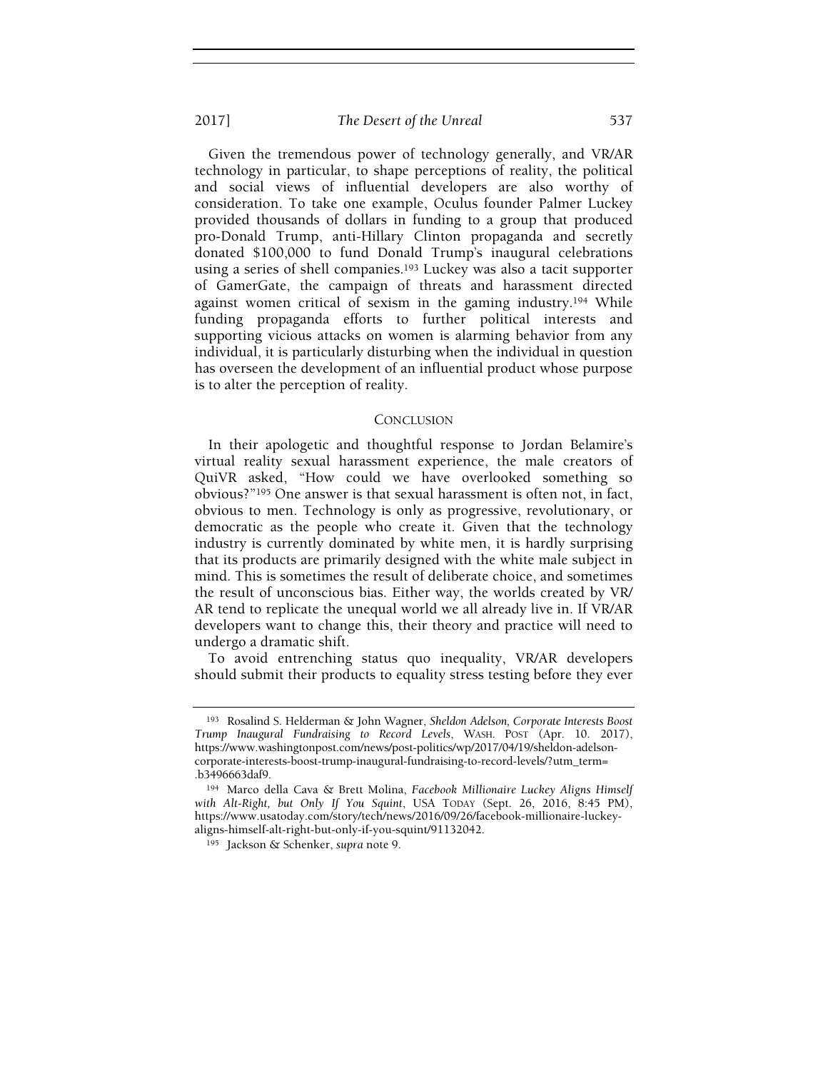Given the tremendous power of technology generally, and VR/AR technology in particular, to shape perceptions of reality, the political and social views of influential developers are also worthy of consideration. To take one example, Oculus founder Palmer Luckey provided thousands of dollars in funding to a group that produced pro-Donald Trump, anti-Hillary Clinton propaganda and secretly donated $100,000 to fund Donald Trump's inaugural celebrations using a series of shell companies.[193] Luckey was also a tacit supporter of GamerGate, the campaign of threats and harassment directed against women critical of sexism in the gaming industry.[194] While funding propaganda efforts to further political interests and supporting vicious attacks on women is alarming behavior from any individual, it is particularly disturbing when the individual in question has overseen the development of an influential product whose purpose is to alter the perception of reality.

## CONCLUSION

In their apologetic and thoughtful response to Jordan Belamire's virtual reality sexual harassment experience, the male creators of QuiVR asked, "How could we have overlooked something so obvious?"[195] One answer is that sexual harassment is often not, in fact, obvious to men. Technology is only as progressive, revolutionary, or democratic as the people who create it. Given that the technology industry is currently dominated by white men, it is hardly surprising that its products are primarily designed with the white male subject in mind. This is sometimes the result of deliberate choice, and sometimes the result of unconscious bias. Either way, the worlds created by VR/AR tend to replicate the unequal world we all already live in. If VR/AR developers want to change this, their theory and practice will need to undergo a dramatic shift.

To avoid entrenching status quo inequality, VR/AR developers should submit their products to equality stress testing before they ever

---

[193] Rosalind S. Helderman & John Wagner, *Sheldon Adelson, Corporate Interests Boost Trump Inaugural Fundraising to Record Levels*, WASH. POST (Apr. 10. 2017), https://www.washingtonpost.com/news/post-politics/wp/2017/04/19/sheldon-adelson-corporate-interests-boost-trump-inaugural-fundraising-to-record-levels/?utm_term=.b3496663daf9.

[194] Marco della Cava & Brett Molina, *Facebook Millionaire Luckey Aligns Himself with Alt-Right, but Only If You Squint*, USA TODAY (Sept. 26, 2016, 8:45 PM), https://www.usatoday.com/story/tech/news/2016/09/26/facebook-millionaire-luckey-aligns-himself-alt-right-but-only-if-you-squint/91132042.

[195] Jackson & Schenker, *supra* note 9.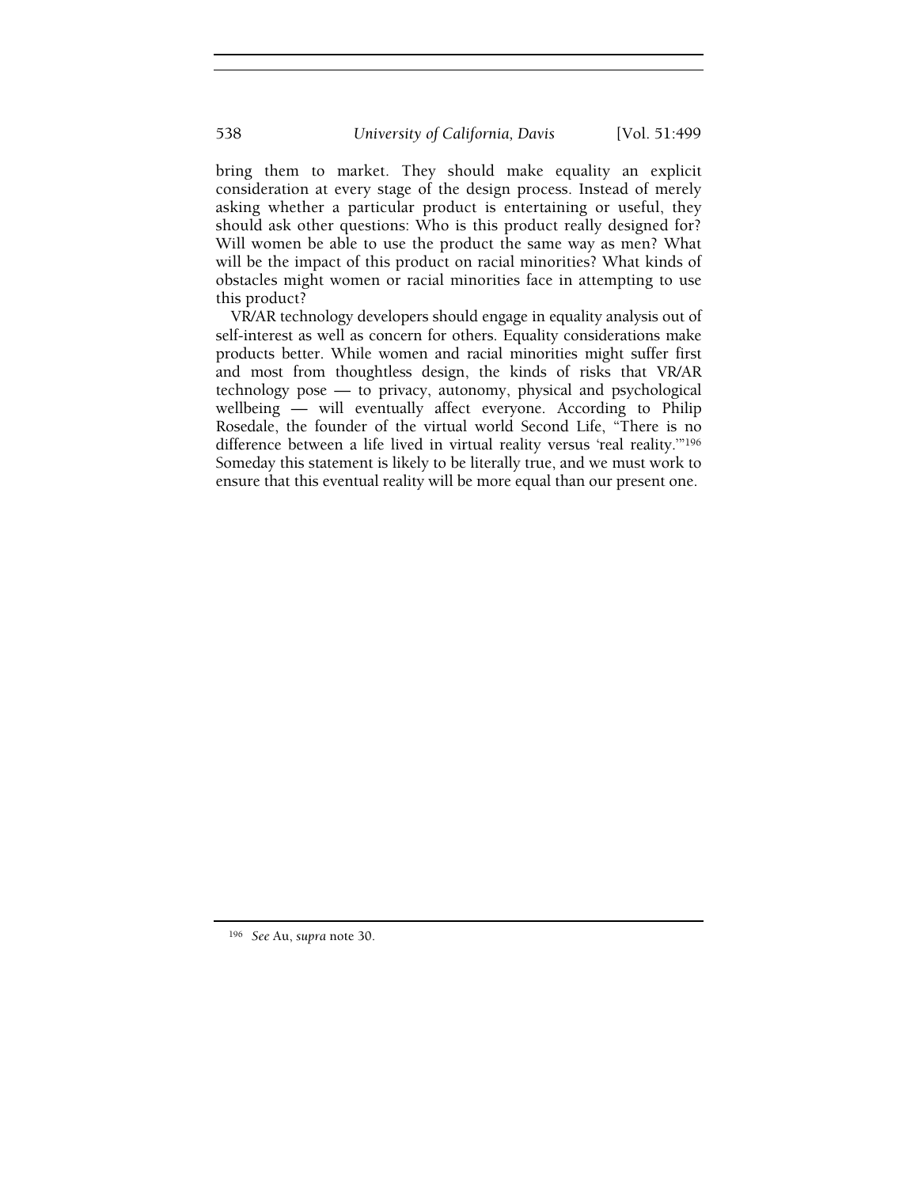bring them to market. They should make equality an explicit consideration at every stage of the design process. Instead of merely asking whether a particular product is entertaining or useful, they should ask other questions: Who is this product really designed for? Will women be able to use the product the same way as men? What will be the impact of this product on racial minorities? What kinds of obstacles might women or racial minorities face in attempting to use this product?

VR/AR technology developers should engage in equality analysis out of self-interest as well as concern for others. Equality considerations make products better. While women and racial minorities might suffer first and most from thoughtless design, the kinds of risks that VR/AR technology pose — to privacy, autonomy, physical and psychological wellbeing — will eventually affect everyone. According to Philip Rosedale, the founder of the virtual world Second Life, "There is no difference between a life lived in virtual reality versus 'real reality.'"[196] Someday this statement is likely to be literally true, and we must work to ensure that this eventual reality will be more equal than our present one.

---

[196] *See* Au, *supra* note 30.